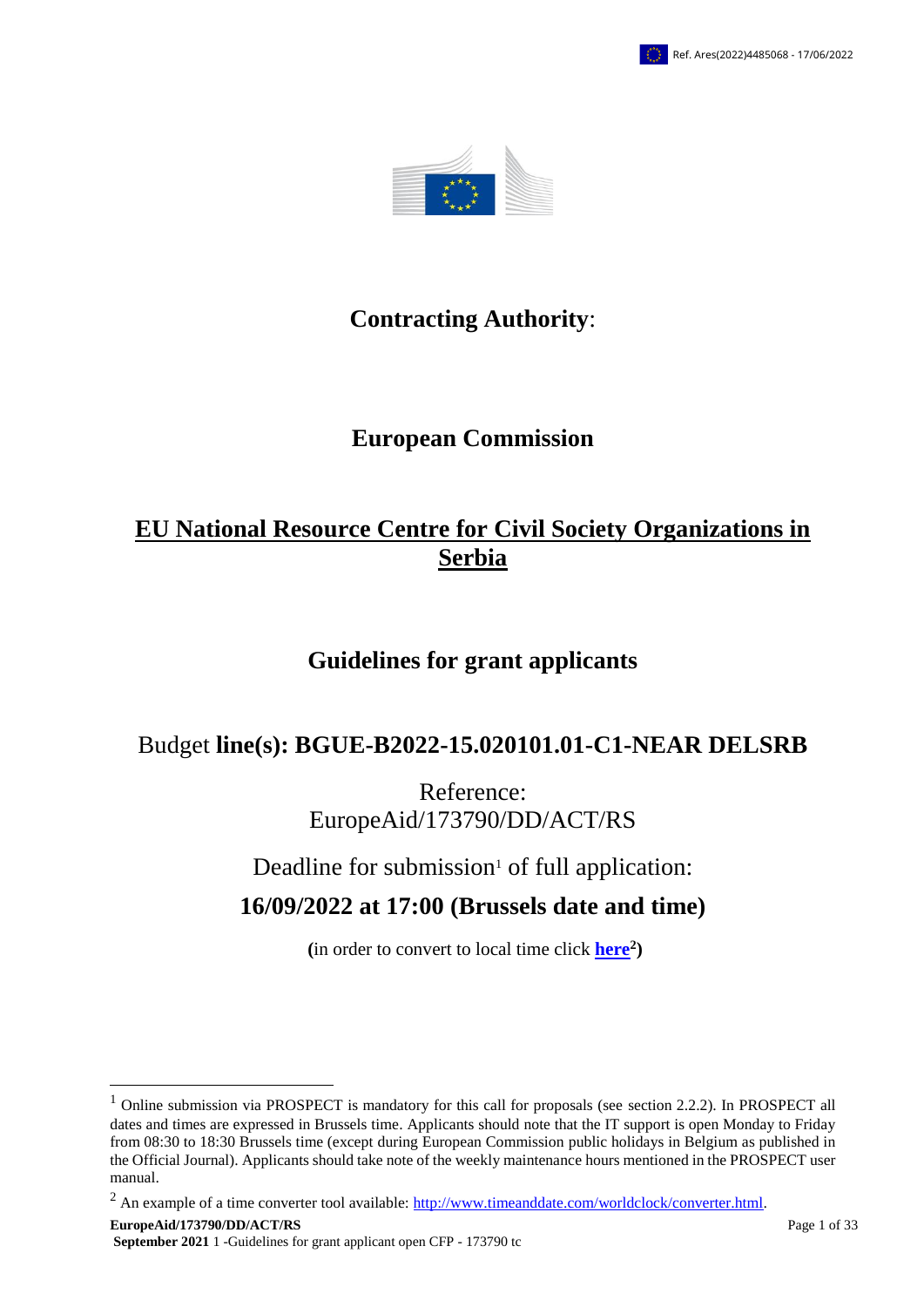Ref. Ares(2022)4485068 - 17/06/2022

# Contracting Authority:

# European Commission

# EU National Resource Centre for Civil Society Organizations in Serbia

## Guidelines for grant applicants

Budget **line(s): BGUE-B2022-15.020101.01-C1-NEAR DELSRB**

Reference:
EuropeAid/173790/DD/ACT/RS

Deadline for submission[1] of full application:

**16/09/2022 at 17:00 (Brussels date and time)**

**(**in order to convert to local time click **here[2])**

---

[1] Online submission via PROSPECT is mandatory for this call for proposals (see section 2.2.2). In PROSPECT all dates and times are expressed in Brussels time. Applicants should note that the IT support is open Monday to Friday from 08:30 to 18:30 Brussels time (except during European Commission public holidays in Belgium as published in the Official Journal). Applicants should take note of the weekly maintenance hours mentioned in the PROSPECT user manual.

[2] An example of a time converter tool available: http://www.timeanddate.com/worldclock/converter.html.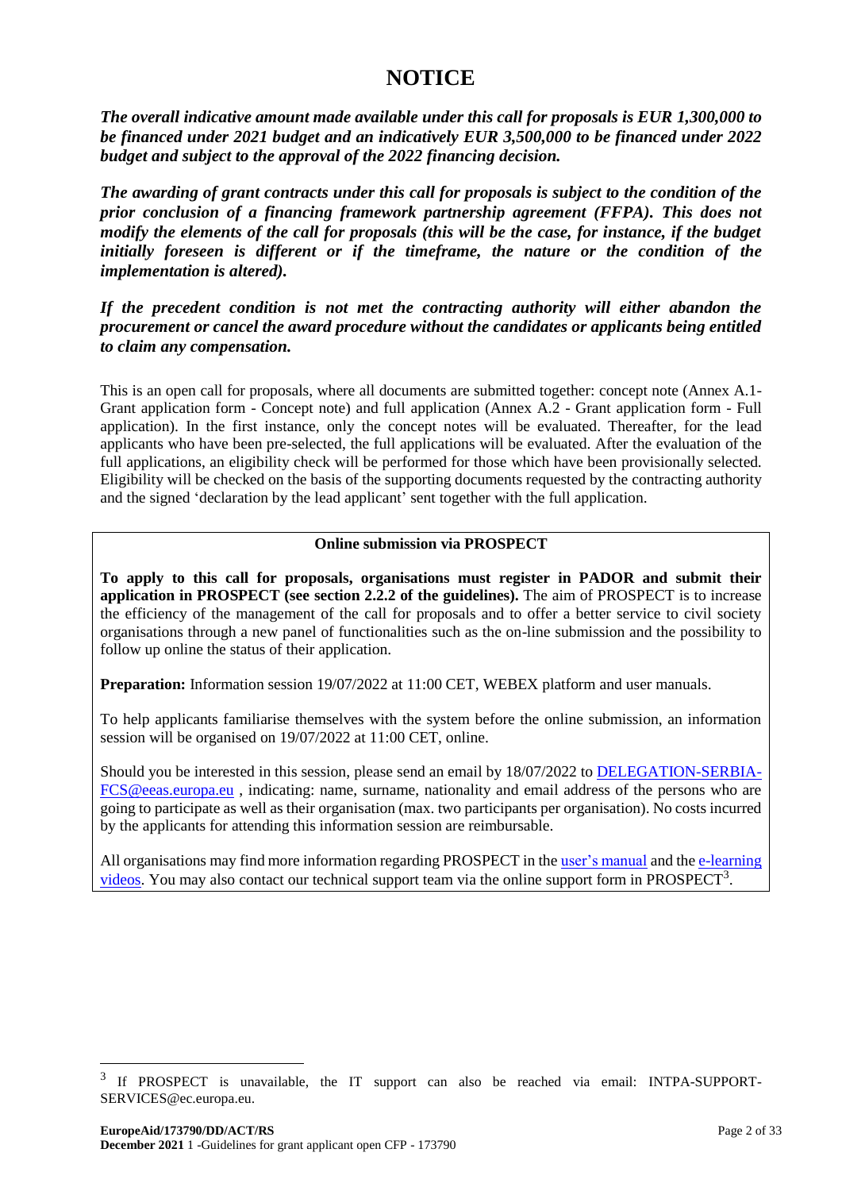# NOTICE

***The overall indicative amount made available under this call for proposals is EUR 1,300,000 to be financed under 2021 budget and an indicatively EUR 3,500,000 to be financed under 2022 budget and subject to the approval of the 2022 financing decision.***

***The awarding of grant contracts under this call for proposals is subject to the condition of the prior conclusion of a financing framework partnership agreement (FFPA). This does not modify the elements of the call for proposals (this will be the case, for instance, if the budget initially foreseen is different or if the timeframe, the nature or the condition of the implementation is altered).***

***If the precedent condition is not met the contracting authority will either abandon the procurement or cancel the award procedure without the candidates or applicants being entitled to claim any compensation.***

This is an open call for proposals, where all documents are submitted together: concept note (Annex A.1- Grant application form - Concept note) and full application (Annex A.2 - Grant application form - Full application). In the first instance, only the concept notes will be evaluated. Thereafter, for the lead applicants who have been pre-selected, the full applications will be evaluated. After the evaluation of the full applications, an eligibility check will be performed for those which have been provisionally selected. Eligibility will be checked on the basis of the supporting documents requested by the contracting authority and the signed 'declaration by the lead applicant' sent together with the full application.

---

**Online submission via PROSPECT**

**To apply to this call for proposals, organisations must register in PADOR and submit their application in PROSPECT (see section 2.2.2 of the guidelines).** The aim of PROSPECT is to increase the efficiency of the management of the call for proposals and to offer a better service to civil society organisations through a new panel of functionalities such as the on-line submission and the possibility to follow up online the status of their application.

**Preparation:** Information session 19/07/2022 at 11:00 CET, WEBEX platform and user manuals.

To help applicants familiarise themselves with the system before the online submission, an information session will be organised on 19/07/2022 at 11:00 CET, online.

Should you be interested in this session, please send an email by 18/07/2022 to DELEGATION-SERBIA-FCS@eeas.europa.eu , indicating: name, surname, nationality and email address of the persons who are going to participate as well as their organisation (max. two participants per organisation). No costs incurred by the applicants for attending this information session are reimbursable.

All organisations may find more information regarding PROSPECT in the user's manual and the e-learning videos. You may also contact our technical support team via the online support form in PROSPECT[3].

---

[3] If PROSPECT is unavailable, the IT support can also be reached via email: INTPA-SUPPORT-SERVICES@ec.europa.eu.

**EuropeAid/173790/DD/ACT/RS**
**December 2021** 1 -Guidelines for grant applicant open CFP - 173790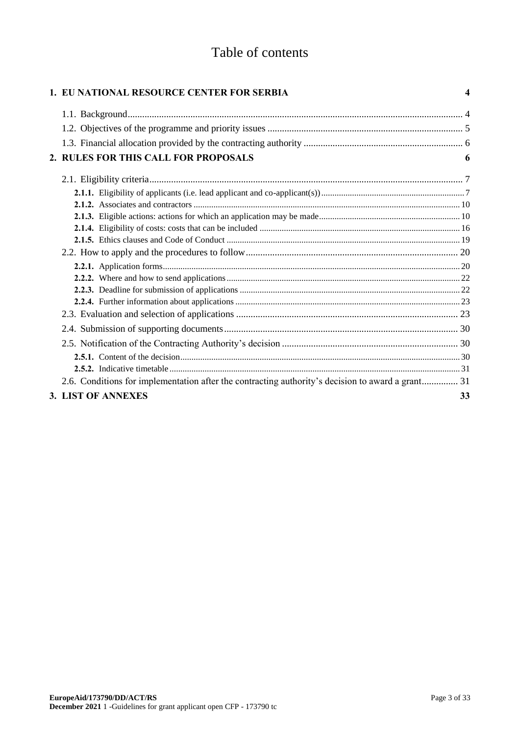# Table of contents

**1. EU NATIONAL RESOURCE CENTER FOR SERBIA** **4**

- 1.1. Background ........ 4
- 1.2. Objectives of the programme and priority issues ........ 5
- 1.3. Financial allocation provided by the contracting authority ........ 6

**2. RULES FOR THIS CALL FOR PROPOSALS** **6**

- 2.1. Eligibility criteria ........ 7
  - **2.1.1.** Eligibility of applicants (i.e. lead applicant and co-applicant(s)) ........ 7
  - **2.1.2.** Associates and contractors ........ 10
  - **2.1.3.** Eligible actions: actions for which an application may be made ........ 10
  - **2.1.4.** Eligibility of costs: costs that can be included ........ 16
  - **2.1.5.** Ethics clauses and Code of Conduct ........ 19
- 2.2. How to apply and the procedures to follow ........ 20
  - **2.2.1.** Application forms ........ 20
  - **2.2.2.** Where and how to send applications ........ 22
  - **2.2.3.** Deadline for submission of applications ........ 22
  - **2.2.4.** Further information about applications ........ 23
- 2.3. Evaluation and selection of applications ........ 23
- 2.4. Submission of supporting documents ........ 30
- 2.5. Notification of the Contracting Authority's decision ........ 30
  - **2.5.1.** Content of the decision ........ 30
  - **2.5.2.** Indicative timetable ........ 31
- 2.6. Conditions for implementation after the contracting authority's decision to award a grant ........ 31

**3. LIST OF ANNEXES** **33**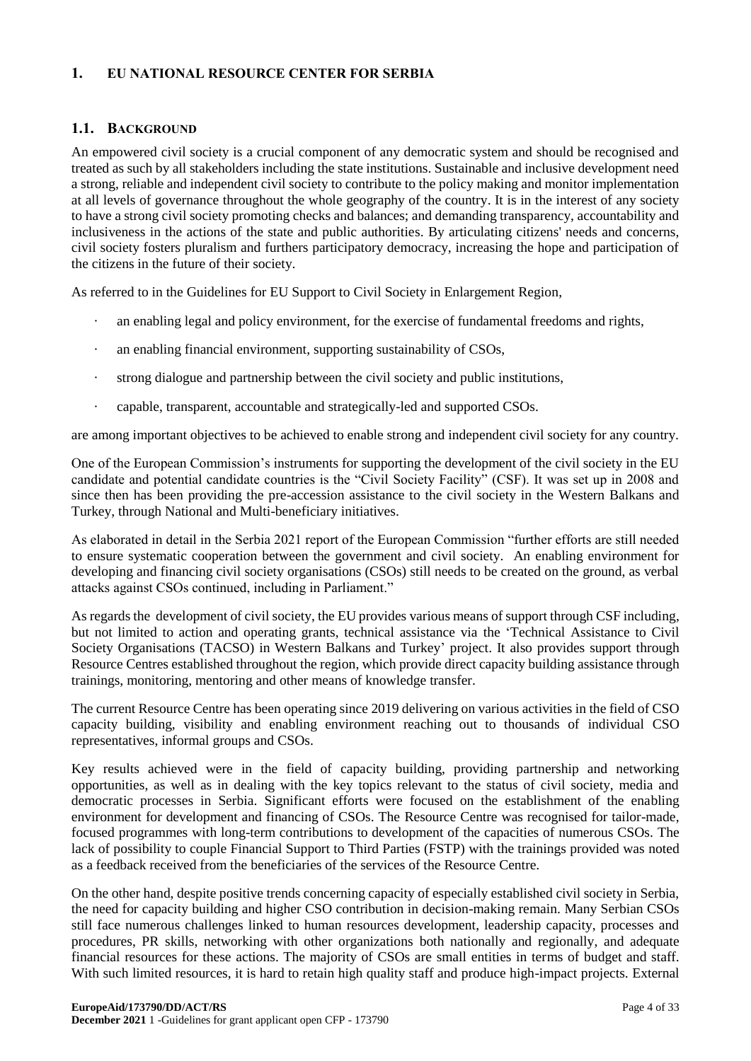# 1. EU NATIONAL RESOURCE CENTER FOR SERBIA

## 1.1. BACKGROUND

An empowered civil society is a crucial component of any democratic system and should be recognised and treated as such by all stakeholders including the state institutions. Sustainable and inclusive development need a strong, reliable and independent civil society to contribute to the policy making and monitor implementation at all levels of governance throughout the whole geography of the country. It is in the interest of any society to have a strong civil society promoting checks and balances; and demanding transparency, accountability and inclusiveness in the actions of the state and public authorities. By articulating citizens' needs and concerns, civil society fosters pluralism and furthers participatory democracy, increasing the hope and participation of the citizens in the future of their society.

As referred to in the Guidelines for EU Support to Civil Society in Enlargement Region,

- an enabling legal and policy environment, for the exercise of fundamental freedoms and rights,
- an enabling financial environment, supporting sustainability of CSOs,
- strong dialogue and partnership between the civil society and public institutions,
- capable, transparent, accountable and strategically-led and supported CSOs.

are among important objectives to be achieved to enable strong and independent civil society for any country.

One of the European Commission's instruments for supporting the development of the civil society in the EU candidate and potential candidate countries is the "Civil Society Facility" (CSF). It was set up in 2008 and since then has been providing the pre-accession assistance to the civil society in the Western Balkans and Turkey, through National and Multi-beneficiary initiatives.

As elaborated in detail in the Serbia 2021 report of the European Commission "further efforts are still needed to ensure systematic cooperation between the government and civil society. An enabling environment for developing and financing civil society organisations (CSOs) still needs to be created on the ground, as verbal attacks against CSOs continued, including in Parliament."

As regards the development of civil society, the EU provides various means of support through CSF including, but not limited to action and operating grants, technical assistance via the 'Technical Assistance to Civil Society Organisations (TACSO) in Western Balkans and Turkey' project. It also provides support through Resource Centres established throughout the region, which provide direct capacity building assistance through trainings, monitoring, mentoring and other means of knowledge transfer.

The current Resource Centre has been operating since 2019 delivering on various activities in the field of CSO capacity building, visibility and enabling environment reaching out to thousands of individual CSO representatives, informal groups and CSOs.

Key results achieved were in the field of capacity building, providing partnership and networking opportunities, as well as in dealing with the key topics relevant to the status of civil society, media and democratic processes in Serbia. Significant efforts were focused on the establishment of the enabling environment for development and financing of CSOs. The Resource Centre was recognised for tailor-made, focused programmes with long-term contributions to development of the capacities of numerous CSOs. The lack of possibility to couple Financial Support to Third Parties (FSTP) with the trainings provided was noted as a feedback received from the beneficiaries of the services of the Resource Centre.

On the other hand, despite positive trends concerning capacity of especially established civil society in Serbia, the need for capacity building and higher CSO contribution in decision-making remain. Many Serbian CSOs still face numerous challenges linked to human resources development, leadership capacity, processes and procedures, PR skills, networking with other organizations both nationally and regionally, and adequate financial resources for these actions. The majority of CSOs are small entities in terms of budget and staff. With such limited resources, it is hard to retain high quality staff and produce high-impact projects. External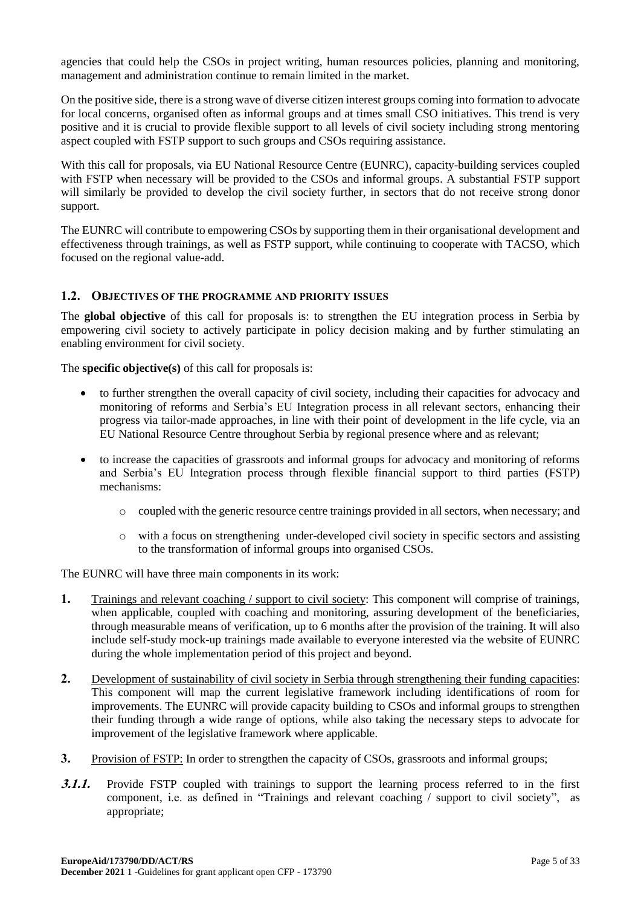agencies that could help the CSOs in project writing, human resources policies, planning and monitoring, management and administration continue to remain limited in the market.

On the positive side, there is a strong wave of diverse citizen interest groups coming into formation to advocate for local concerns, organised often as informal groups and at times small CSO initiatives. This trend is very positive and it is crucial to provide flexible support to all levels of civil society including strong mentoring aspect coupled with FSTP support to such groups and CSOs requiring assistance.

With this call for proposals, via EU National Resource Centre (EUNRC), capacity-building services coupled with FSTP when necessary will be provided to the CSOs and informal groups. A substantial FSTP support will similarly be provided to develop the civil society further, in sectors that do not receive strong donor support.

The EUNRC will contribute to empowering CSOs by supporting them in their organisational development and effectiveness through trainings, as well as FSTP support, while continuing to cooperate with TACSO, which focused on the regional value-add.

## 1.2. Objectives of the programme and priority issues

The **global objective** of this call for proposals is: to strengthen the EU integration process in Serbia by empowering civil society to actively participate in policy decision making and by further stimulating an enabling environment for civil society.

The **specific objective(s)** of this call for proposals is:

- to further strengthen the overall capacity of civil society, including their capacities for advocacy and monitoring of reforms and Serbia's EU Integration process in all relevant sectors, enhancing their progress via tailor-made approaches, in line with their point of development in the life cycle, via an EU National Resource Centre throughout Serbia by regional presence where and as relevant;
- to increase the capacities of grassroots and informal groups for advocacy and monitoring of reforms and Serbia's EU Integration process through flexible financial support to third parties (FSTP) mechanisms:
  - coupled with the generic resource centre trainings provided in all sectors, when necessary; and
  - with a focus on strengthening under-developed civil society in specific sectors and assisting to the transformation of informal groups into organised CSOs.

The EUNRC will have three main components in its work:

1. Trainings and relevant coaching / support to civil society: This component will comprise of trainings, when applicable, coupled with coaching and monitoring, assuring development of the beneficiaries, through measurable means of verification, up to 6 months after the provision of the training. It will also include self-study mock-up trainings made available to everyone interested via the website of EUNRC during the whole implementation period of this project and beyond.
2. Development of sustainability of civil society in Serbia through strengthening their funding capacities: This component will map the current legislative framework including identifications of room for improvements. The EUNRC will provide capacity building to CSOs and informal groups to strengthen their funding through a wide range of options, while also taking the necessary steps to advocate for improvement of the legislative framework where applicable.
3. Provision of FSTP: In order to strengthen the capacity of CSOs, grassroots and informal groups;

***3.1.1.*** Provide FSTP coupled with trainings to support the learning process referred to in the first component, i.e. as defined in "Trainings and relevant coaching / support to civil society", as appropriate;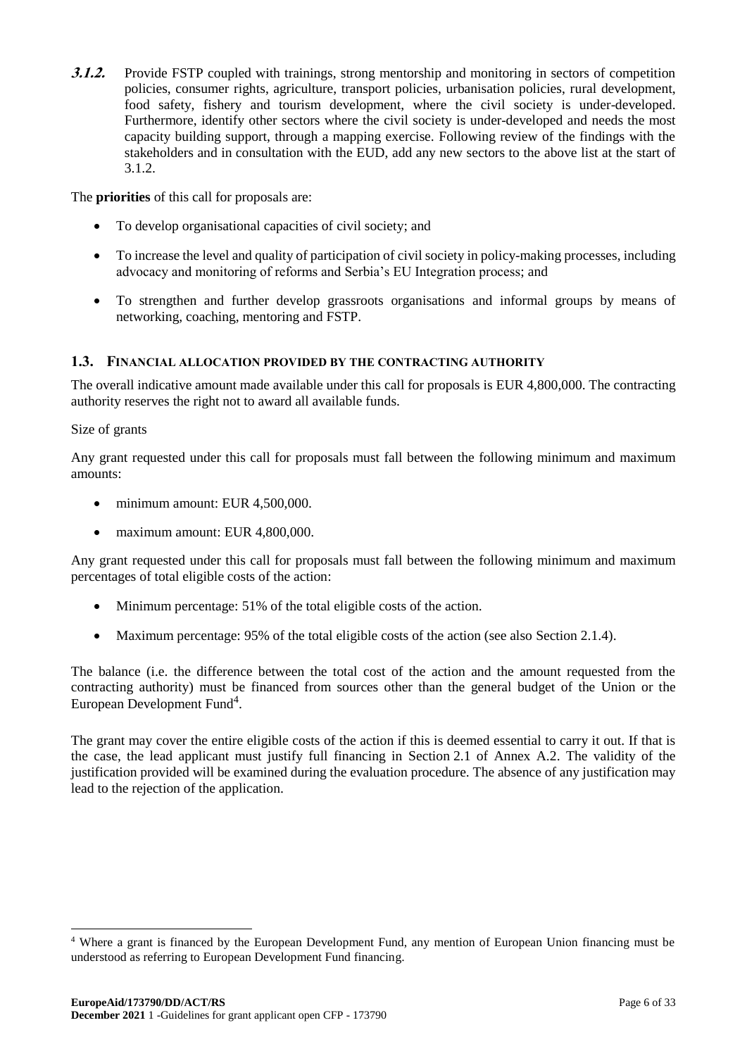**3.1.2.** Provide FSTP coupled with trainings, strong mentorship and monitoring in sectors of competition policies, consumer rights, agriculture, transport policies, urbanisation policies, rural development, food safety, fishery and tourism development, where the civil society is under-developed. Furthermore, identify other sectors where the civil society is under-developed and needs the most capacity building support, through a mapping exercise. Following review of the findings with the stakeholders and in consultation with the EUD, add any new sectors to the above list at the start of 3.1.2.

The **priorities** of this call for proposals are:

- To develop organisational capacities of civil society; and
- To increase the level and quality of participation of civil society in policy-making processes, including advocacy and monitoring of reforms and Serbia's EU Integration process; and
- To strengthen and further develop grassroots organisations and informal groups by means of networking, coaching, mentoring and FSTP.

## 1.3. FINANCIAL ALLOCATION PROVIDED BY THE CONTRACTING AUTHORITY

The overall indicative amount made available under this call for proposals is EUR 4,800,000. The contracting authority reserves the right not to award all available funds.

Size of grants

Any grant requested under this call for proposals must fall between the following minimum and maximum amounts:

- minimum amount: EUR 4,500,000.
- maximum amount: EUR 4,800,000.

Any grant requested under this call for proposals must fall between the following minimum and maximum percentages of total eligible costs of the action:

- Minimum percentage: 51% of the total eligible costs of the action.
- Maximum percentage: 95% of the total eligible costs of the action (see also Section 2.1.4).

The balance (i.e. the difference between the total cost of the action and the amount requested from the contracting authority) must be financed from sources other than the general budget of the Union or the European Development Fund[4].

The grant may cover the entire eligible costs of the action if this is deemed essential to carry it out. If that is the case, the lead applicant must justify full financing in Section 2.1 of Annex A.2. The validity of the justification provided will be examined during the evaluation procedure. The absence of any justification may lead to the rejection of the application.

[4] Where a grant is financed by the European Development Fund, any mention of European Union financing must be understood as referring to European Development Fund financing.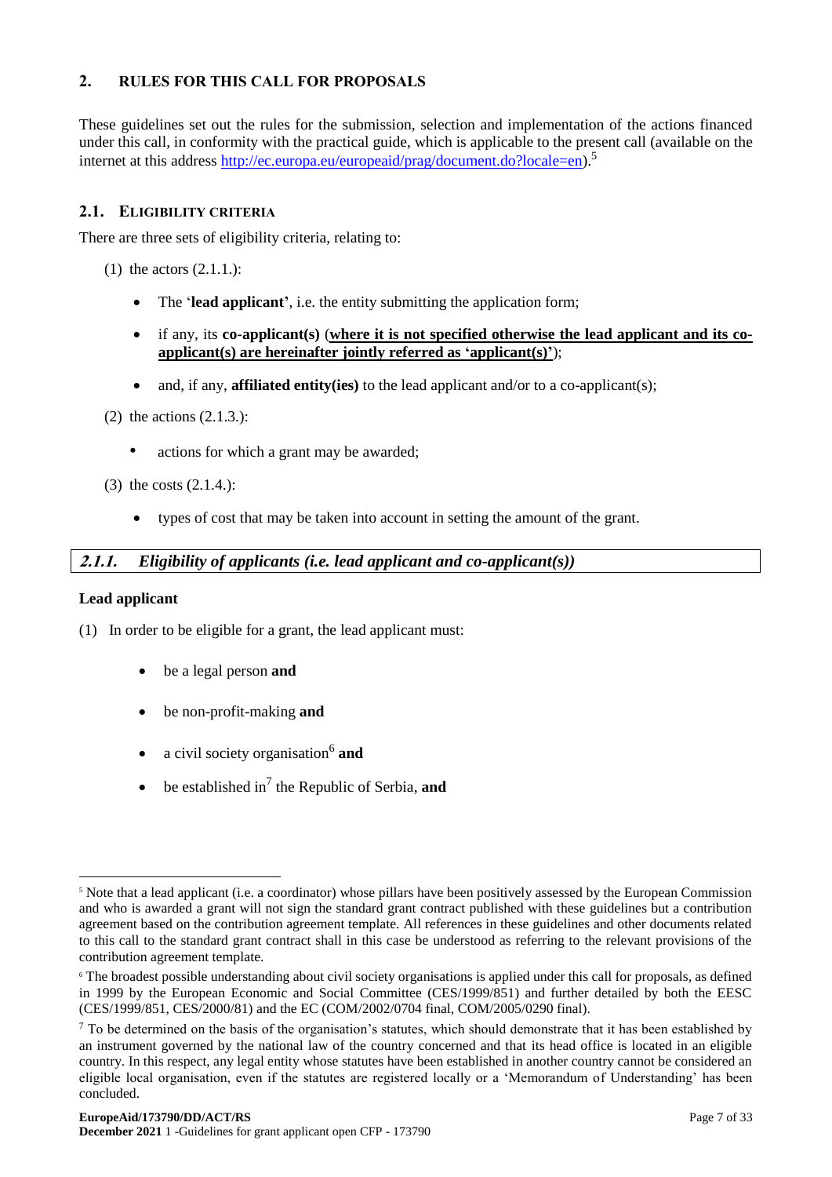## 2. RULES FOR THIS CALL FOR PROPOSALS

These guidelines set out the rules for the submission, selection and implementation of the actions financed under this call, in conformity with the practical guide, which is applicable to the present call (available on the internet at this address http://ec.europa.eu/europeaid/prag/document.do?locale=en).[5]

### 2.1. ELIGIBILITY CRITERIA

There are three sets of eligibility criteria, relating to:

(1) the actors (2.1.1.):

- The '**lead applicant**', i.e. the entity submitting the application form;
- if any, its **co-applicant(s)** (**where it is not specified otherwise the lead applicant and its co-applicant(s) are hereinafter jointly referred as 'applicant(s)'**);
- and, if any, **affiliated entity(ies)** to the lead applicant and/or to a co-applicant(s);

(2) the actions (2.1.3.):

- actions for which a grant may be awarded;

(3) the costs (2.1.4.):

- types of cost that may be taken into account in setting the amount of the grant.

#### *2.1.1. Eligibility of applicants (i.e. lead applicant and co-applicant(s))*

**Lead applicant**

(1) In order to be eligible for a grant, the lead applicant must:

- be a legal person **and**
- be non-profit-making **and**
- a civil society organisation[6] **and**
- be established in[7] the Republic of Serbia, **and**

---

[5] Note that a lead applicant (i.e. a coordinator) whose pillars have been positively assessed by the European Commission and who is awarded a grant will not sign the standard grant contract published with these guidelines but a contribution agreement based on the contribution agreement template. All references in these guidelines and other documents related to this call to the standard grant contract shall in this case be understood as referring to the relevant provisions of the contribution agreement template.

[6] The broadest possible understanding about civil society organisations is applied under this call for proposals, as defined in 1999 by the European Economic and Social Committee (CES/1999/851) and further detailed by both the EESC (CES/1999/851, CES/2000/81) and the EC (COM/2002/0704 final, COM/2005/0290 final).

[7] To be determined on the basis of the organisation's statutes, which should demonstrate that it has been established by an instrument governed by the national law of the country concerned and that its head office is located in an eligible country. In this respect, any legal entity whose statutes have been established in another country cannot be considered an eligible local organisation, even if the statutes are registered locally or a 'Memorandum of Understanding' has been concluded.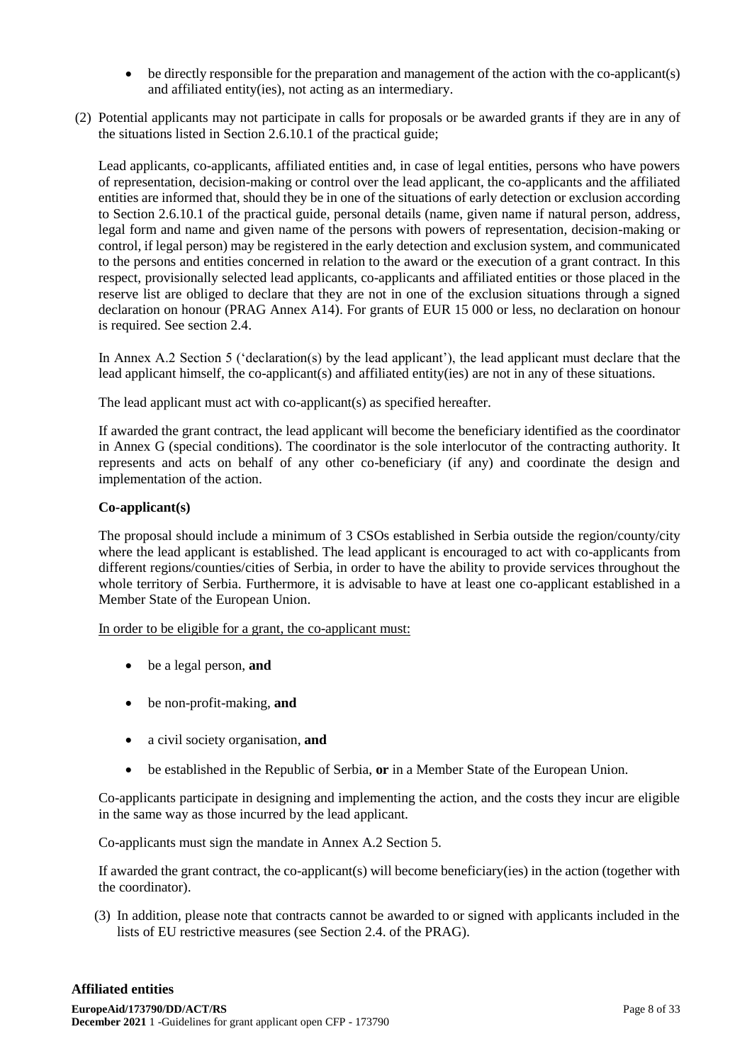- be directly responsible for the preparation and management of the action with the co-applicant(s) and affiliated entity(ies), not acting as an intermediary.

(2) Potential applicants may not participate in calls for proposals or be awarded grants if they are in any of the situations listed in Section 2.6.10.1 of the practical guide;

Lead applicants, co-applicants, affiliated entities and, in case of legal entities, persons who have powers of representation, decision-making or control over the lead applicant, the co-applicants and the affiliated entities are informed that, should they be in one of the situations of early detection or exclusion according to Section 2.6.10.1 of the practical guide, personal details (name, given name if natural person, address, legal form and name and given name of the persons with powers of representation, decision-making or control, if legal person) may be registered in the early detection and exclusion system, and communicated to the persons and entities concerned in relation to the award or the execution of a grant contract. In this respect, provisionally selected lead applicants, co-applicants and affiliated entities or those placed in the reserve list are obliged to declare that they are not in one of the exclusion situations through a signed declaration on honour (PRAG Annex A14). For grants of EUR 15 000 or less, no declaration on honour is required. See section 2.4.

In Annex A.2 Section 5 ('declaration(s) by the lead applicant'), the lead applicant must declare that the lead applicant himself, the co-applicant(s) and affiliated entity(ies) are not in any of these situations.

The lead applicant must act with co-applicant(s) as specified hereafter.

If awarded the grant contract, the lead applicant will become the beneficiary identified as the coordinator in Annex G (special conditions). The coordinator is the sole interlocutor of the contracting authority. It represents and acts on behalf of any other co-beneficiary (if any) and coordinate the design and implementation of the action.

**Co-applicant(s)**

The proposal should include a minimum of 3 CSOs established in Serbia outside the region/county/city where the lead applicant is established. The lead applicant is encouraged to act with co-applicants from different regions/counties/cities of Serbia, in order to have the ability to provide services throughout the whole territory of Serbia. Furthermore, it is advisable to have at least one co-applicant established in a Member State of the European Union.

In order to be eligible for a grant, the co-applicant must:

- be a legal person, **and**
- be non-profit-making, **and**
- a civil society organisation, **and**
- be established in the Republic of Serbia, **or** in a Member State of the European Union.

Co-applicants participate in designing and implementing the action, and the costs they incur are eligible in the same way as those incurred by the lead applicant.

Co-applicants must sign the mandate in Annex A.2 Section 5.

If awarded the grant contract, the co-applicant(s) will become beneficiary(ies) in the action (together with the coordinator).

(3) In addition, please note that contracts cannot be awarded to or signed with applicants included in the lists of EU restrictive measures (see Section 2.4. of the PRAG).

**Affiliated entities**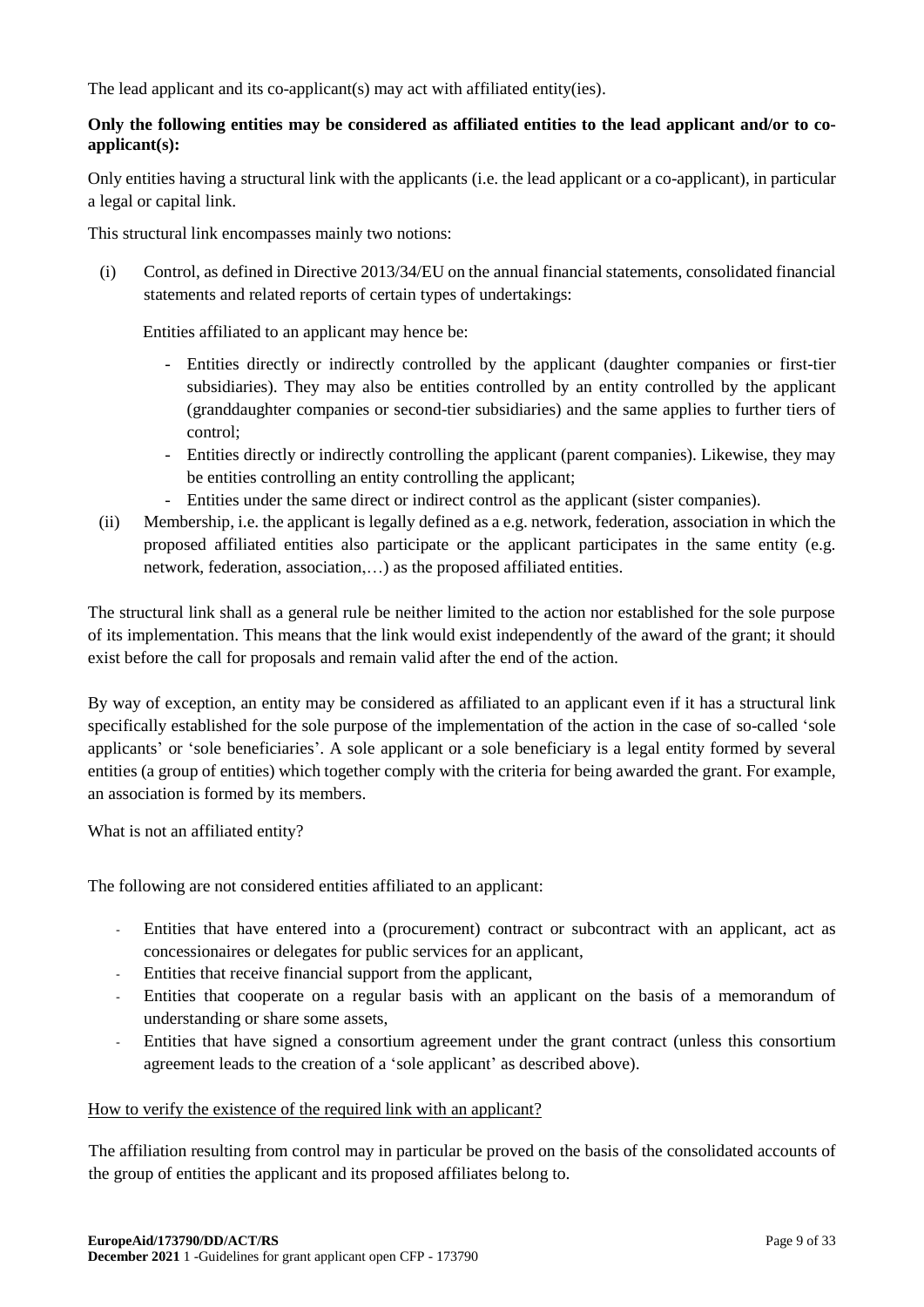The lead applicant and its co-applicant(s) may act with affiliated entity(ies).

**Only the following entities may be considered as affiliated entities to the lead applicant and/or to co-applicant(s):**

Only entities having a structural link with the applicants (i.e. the lead applicant or a co-applicant), in particular a legal or capital link.

This structural link encompasses mainly two notions:

(i) Control, as defined in Directive 2013/34/EU on the annual financial statements, consolidated financial statements and related reports of certain types of undertakings:

   Entities affiliated to an applicant may hence be:

   - Entities directly or indirectly controlled by the applicant (daughter companies or first-tier subsidiaries). They may also be entities controlled by an entity controlled by the applicant (granddaughter companies or second-tier subsidiaries) and the same applies to further tiers of control;
   - Entities directly or indirectly controlling the applicant (parent companies). Likewise, they may be entities controlling an entity controlling the applicant;
   - Entities under the same direct or indirect control as the applicant (sister companies).

(ii) Membership, i.e. the applicant is legally defined as a e.g. network, federation, association in which the proposed affiliated entities also participate or the applicant participates in the same entity (e.g. network, federation, association,…) as the proposed affiliated entities.

The structural link shall as a general rule be neither limited to the action nor established for the sole purpose of its implementation. This means that the link would exist independently of the award of the grant; it should exist before the call for proposals and remain valid after the end of the action.

By way of exception, an entity may be considered as affiliated to an applicant even if it has a structural link specifically established for the sole purpose of the implementation of the action in the case of so-called 'sole applicants' or 'sole beneficiaries'. A sole applicant or a sole beneficiary is a legal entity formed by several entities (a group of entities) which together comply with the criteria for being awarded the grant. For example, an association is formed by its members.

What is not an affiliated entity?

The following are not considered entities affiliated to an applicant:

- Entities that have entered into a (procurement) contract or subcontract with an applicant, act as concessionaires or delegates for public services for an applicant,
- Entities that receive financial support from the applicant,
- Entities that cooperate on a regular basis with an applicant on the basis of a memorandum of understanding or share some assets,
- Entities that have signed a consortium agreement under the grant contract (unless this consortium agreement leads to the creation of a 'sole applicant' as described above).

How to verify the existence of the required link with an applicant?

The affiliation resulting from control may in particular be proved on the basis of the consolidated accounts of the group of entities the applicant and its proposed affiliates belong to.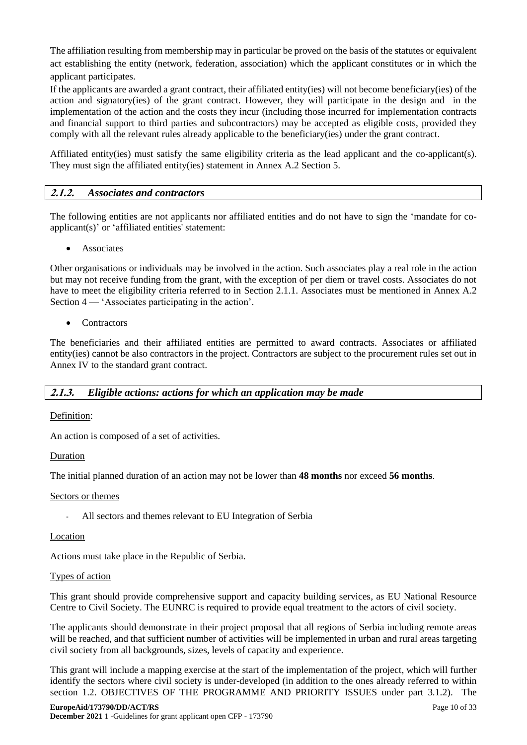The affiliation resulting from membership may in particular be proved on the basis of the statutes or equivalent act establishing the entity (network, federation, association) which the applicant constitutes or in which the applicant participates.

If the applicants are awarded a grant contract, their affiliated entity(ies) will not become beneficiary(ies) of the action and signatory(ies) of the grant contract. However, they will participate in the design and in the implementation of the action and the costs they incur (including those incurred for implementation contracts and financial support to third parties and subcontractors) may be accepted as eligible costs, provided they comply with all the relevant rules already applicable to the beneficiary(ies) under the grant contract.

Affiliated entity(ies) must satisfy the same eligibility criteria as the lead applicant and the co-applicant(s). They must sign the affiliated entity(ies) statement in Annex A.2 Section 5.

### 2.1.2. *Associates and contractors*

The following entities are not applicants nor affiliated entities and do not have to sign the 'mandate for co-applicant(s)' or 'affiliated entities' statement:

- Associates

Other organisations or individuals may be involved in the action. Such associates play a real role in the action but may not receive funding from the grant, with the exception of per diem or travel costs. Associates do not have to meet the eligibility criteria referred to in Section 2.1.1. Associates must be mentioned in Annex A.2 Section 4 — 'Associates participating in the action'.

- Contractors

The beneficiaries and their affiliated entities are permitted to award contracts. Associates or affiliated entity(ies) cannot be also contractors in the project. Contractors are subject to the procurement rules set out in Annex IV to the standard grant contract.

### 2.1.3. *Eligible actions: actions for which an application may be made*

Definition:

An action is composed of a set of activities.

Duration

The initial planned duration of an action may not be lower than **48 months** nor exceed **56 months**.

Sectors or themes

- All sectors and themes relevant to EU Integration of Serbia

Location

Actions must take place in the Republic of Serbia.

Types of action

This grant should provide comprehensive support and capacity building services, as EU National Resource Centre to Civil Society. The EUNRC is required to provide equal treatment to the actors of civil society.

The applicants should demonstrate in their project proposal that all regions of Serbia including remote areas will be reached, and that sufficient number of activities will be implemented in urban and rural areas targeting civil society from all backgrounds, sizes, levels of capacity and experience.

This grant will include a mapping exercise at the start of the implementation of the project, which will further identify the sectors where civil society is under-developed (in addition to the ones already referred to within section 1.2. OBJECTIVES OF THE PROGRAMME AND PRIORITY ISSUES under part 3.1.2). The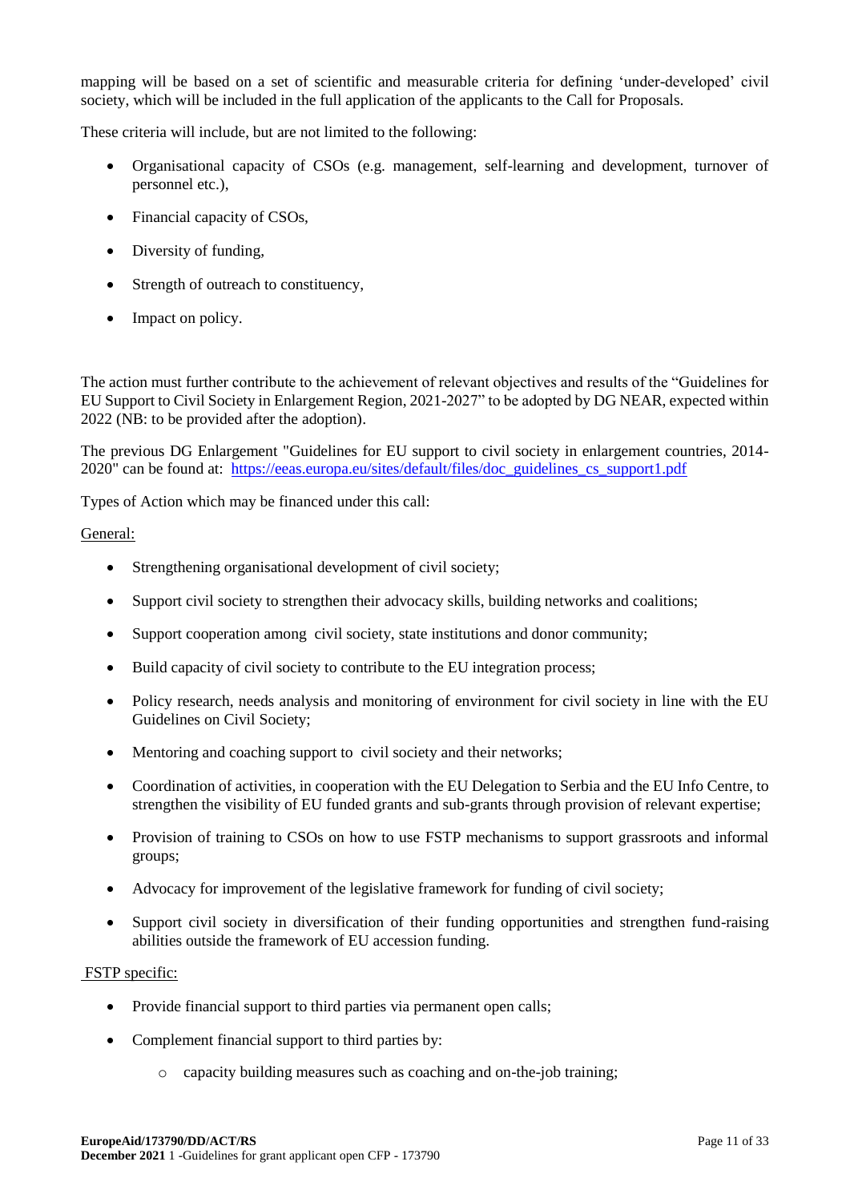mapping will be based on a set of scientific and measurable criteria for defining 'under-developed' civil society, which will be included in the full application of the applicants to the Call for Proposals.

These criteria will include, but are not limited to the following:

- Organisational capacity of CSOs (e.g. management, self-learning and development, turnover of personnel etc.),
- Financial capacity of CSOs,
- Diversity of funding,
- Strength of outreach to constituency,
- Impact on policy.

The action must further contribute to the achievement of relevant objectives and results of the "Guidelines for EU Support to Civil Society in Enlargement Region, 2021-2027" to be adopted by DG NEAR, expected within 2022 (NB: to be provided after the adoption).

The previous DG Enlargement "Guidelines for EU support to civil society in enlargement countries, 2014-2020" can be found at: [https://eeas.europa.eu/sites/default/files/doc_guidelines_cs_support1.pdf](https://eeas.europa.eu/sites/default/files/doc_guidelines_cs_support1.pdf)

Types of Action which may be financed under this call:

General:

- Strengthening organisational development of civil society;
- Support civil society to strengthen their advocacy skills, building networks and coalitions;
- Support cooperation among civil society, state institutions and donor community;
- Build capacity of civil society to contribute to the EU integration process;
- Policy research, needs analysis and monitoring of environment for civil society in line with the EU Guidelines on Civil Society;
- Mentoring and coaching support to civil society and their networks;
- Coordination of activities, in cooperation with the EU Delegation to Serbia and the EU Info Centre, to strengthen the visibility of EU funded grants and sub-grants through provision of relevant expertise;
- Provision of training to CSOs on how to use FSTP mechanisms to support grassroots and informal groups;
- Advocacy for improvement of the legislative framework for funding of civil society;
- Support civil society in diversification of their funding opportunities and strengthen fund-raising abilities outside the framework of EU accession funding.

FSTP specific:

- Provide financial support to third parties via permanent open calls;
- Complement financial support to third parties by:
  - capacity building measures such as coaching and on-the-job training;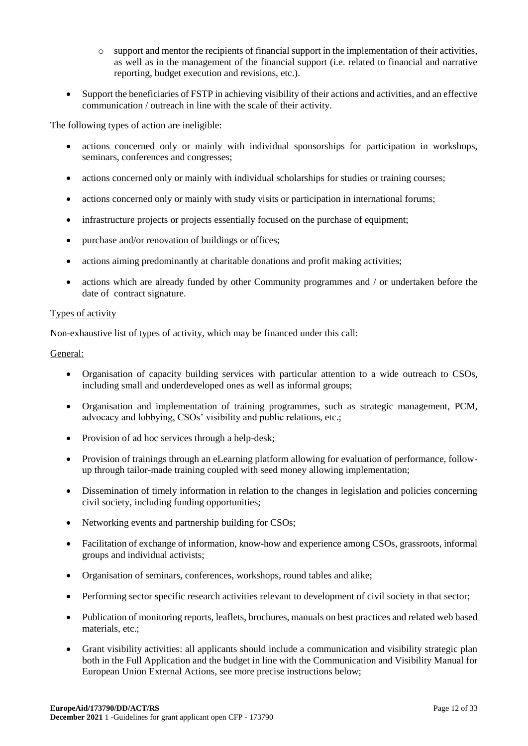- support and mentor the recipients of financial support in the implementation of their activities, as well as in the management of the financial support (i.e. related to financial and narrative reporting, budget execution and revisions, etc.).

- Support the beneficiaries of FSTP in achieving visibility of their actions and activities, and an effective communication / outreach in line with the scale of their activity.

The following types of action are ineligible:

- actions concerned only or mainly with individual sponsorships for participation in workshops, seminars, conferences and congresses;
- actions concerned only or mainly with individual scholarships for studies or training courses;
- actions concerned only or mainly with study visits or participation in international forums;
- infrastructure projects or projects essentially focused on the purchase of equipment;
- purchase and/or renovation of buildings or offices;
- actions aiming predominantly at charitable donations and profit making activities;
- actions which are already funded by other Community programmes and / or undertaken before the date of contract signature.

Types of activity

Non-exhaustive list of types of activity, which may be financed under this call:

General:

- Organisation of capacity building services with particular attention to a wide outreach to CSOs, including small and underdeveloped ones as well as informal groups;
- Organisation and implementation of training programmes, such as strategic management, PCM, advocacy and lobbying, CSOs' visibility and public relations, etc.;
- Provision of ad hoc services through a help-desk;
- Provision of trainings through an eLearning platform allowing for evaluation of performance, follow-up through tailor-made training coupled with seed money allowing implementation;
- Dissemination of timely information in relation to the changes in legislation and policies concerning civil society, including funding opportunities;
- Networking events and partnership building for CSOs;
- Facilitation of exchange of information, know-how and experience among CSOs, grassroots, informal groups and individual activists;
- Organisation of seminars, conferences, workshops, round tables and alike;
- Performing sector specific research activities relevant to development of civil society in that sector;
- Publication of monitoring reports, leaflets, brochures, manuals on best practices and related web based materials, etc.;
- Grant visibility activities: all applicants should include a communication and visibility strategic plan both in the Full Application and the budget in line with the Communication and Visibility Manual for European Union External Actions, see more precise instructions below;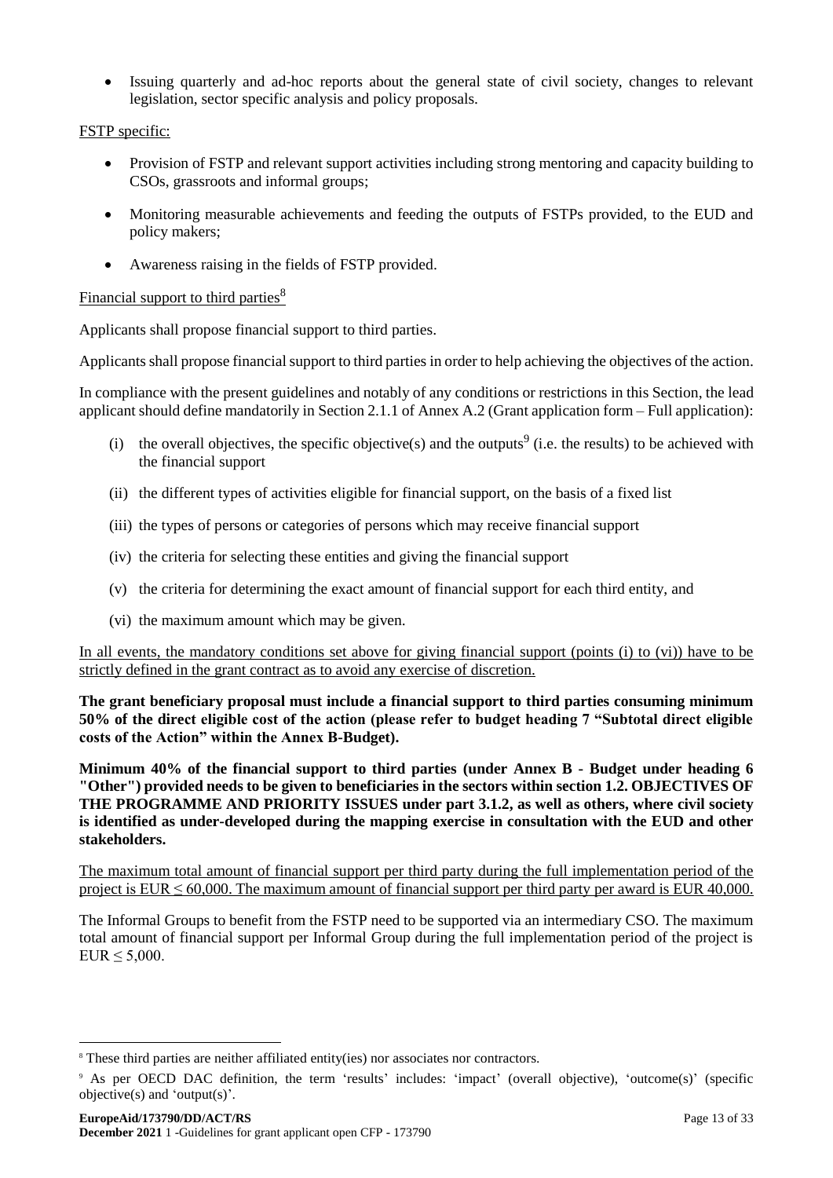- Issuing quarterly and ad-hoc reports about the general state of civil society, changes to relevant legislation, sector specific analysis and policy proposals.

FSTP specific:

- Provision of FSTP and relevant support activities including strong mentoring and capacity building to CSOs, grassroots and informal groups;
- Monitoring measurable achievements and feeding the outputs of FSTPs provided, to the EUD and policy makers;
- Awareness raising in the fields of FSTP provided.

Financial support to third parties[8]

Applicants shall propose financial support to third parties.

Applicants shall propose financial support to third parties in order to help achieving the objectives of the action.

In compliance with the present guidelines and notably of any conditions or restrictions in this Section, the lead applicant should define mandatorily in Section 2.1.1 of Annex A.2 (Grant application form – Full application):

(i) the overall objectives, the specific objective(s) and the outputs[9] (i.e. the results) to be achieved with the financial support

(ii) the different types of activities eligible for financial support, on the basis of a fixed list

(iii) the types of persons or categories of persons which may receive financial support

(iv) the criteria for selecting these entities and giving the financial support

(v) the criteria for determining the exact amount of financial support for each third entity, and

(vi) the maximum amount which may be given.

In all events, the mandatory conditions set above for giving financial support (points (i) to (vi)) have to be strictly defined in the grant contract as to avoid any exercise of discretion.

**The grant beneficiary proposal must include a financial support to third parties consuming minimum 50% of the direct eligible cost of the action (please refer to budget heading 7 "Subtotal direct eligible costs of the Action" within the Annex B-Budget).**

**Minimum 40% of the financial support to third parties (under Annex B - Budget under heading 6 "Other") provided needs to be given to beneficiaries in the sectors within section 1.2. OBJECTIVES OF THE PROGRAMME AND PRIORITY ISSUES under part 3.1.2, as well as others, where civil society is identified as under-developed during the mapping exercise in consultation with the EUD and other stakeholders.**

The maximum total amount of financial support per third party during the full implementation period of the project is EUR ≤ 60,000. The maximum amount of financial support per third party per award is EUR 40,000.

The Informal Groups to benefit from the FSTP need to be supported via an intermediary CSO. The maximum total amount of financial support per Informal Group during the full implementation period of the project is EUR ≤ 5,000.

---

[8] These third parties are neither affiliated entity(ies) nor associates nor contractors.

[9] As per OECD DAC definition, the term 'results' includes: 'impact' (overall objective), 'outcome(s)' (specific objective(s) and 'output(s)'.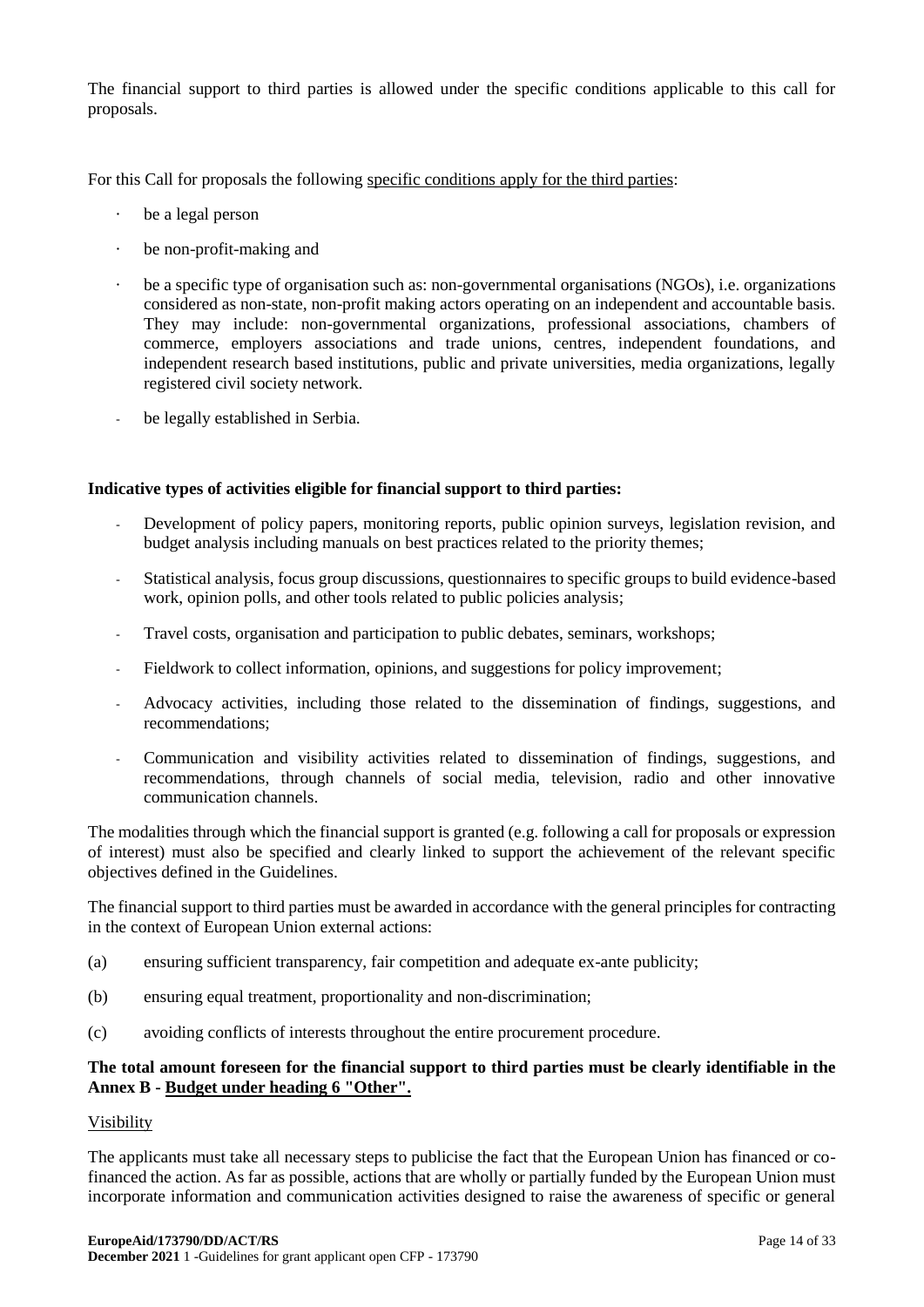The financial support to third parties is allowed under the specific conditions applicable to this call for proposals.

For this Call for proposals the following specific conditions apply for the third parties:

- be a legal person
- be non-profit-making and
- be a specific type of organisation such as: non-governmental organisations (NGOs), i.e. organizations considered as non-state, non-profit making actors operating on an independent and accountable basis. They may include: non-governmental organizations, professional associations, chambers of commerce, employers associations and trade unions, centres, independent foundations, and independent research based institutions, public and private universities, media organizations, legally registered civil society network.
- be legally established in Serbia.

**Indicative types of activities eligible for financial support to third parties:**

- Development of policy papers, monitoring reports, public opinion surveys, legislation revision, and budget analysis including manuals on best practices related to the priority themes;
- Statistical analysis, focus group discussions, questionnaires to specific groups to build evidence-based work, opinion polls, and other tools related to public policies analysis;
- Travel costs, organisation and participation to public debates, seminars, workshops;
- Fieldwork to collect information, opinions, and suggestions for policy improvement;
- Advocacy activities, including those related to the dissemination of findings, suggestions, and recommendations;
- Communication and visibility activities related to dissemination of findings, suggestions, and recommendations, through channels of social media, television, radio and other innovative communication channels.

The modalities through which the financial support is granted (e.g. following a call for proposals or expression of interest) must also be specified and clearly linked to support the achievement of the relevant specific objectives defined in the Guidelines.

The financial support to third parties must be awarded in accordance with the general principles for contracting in the context of European Union external actions:

(a) ensuring sufficient transparency, fair competition and adequate ex-ante publicity;

(b) ensuring equal treatment, proportionality and non-discrimination;

(c) avoiding conflicts of interests throughout the entire procurement procedure.

**The total amount foreseen for the financial support to third parties must be clearly identifiable in the Annex B - Budget under heading 6 "Other".**

Visibility

The applicants must take all necessary steps to publicise the fact that the European Union has financed or co-financed the action. As far as possible, actions that are wholly or partially funded by the European Union must incorporate information and communication activities designed to raise the awareness of specific or general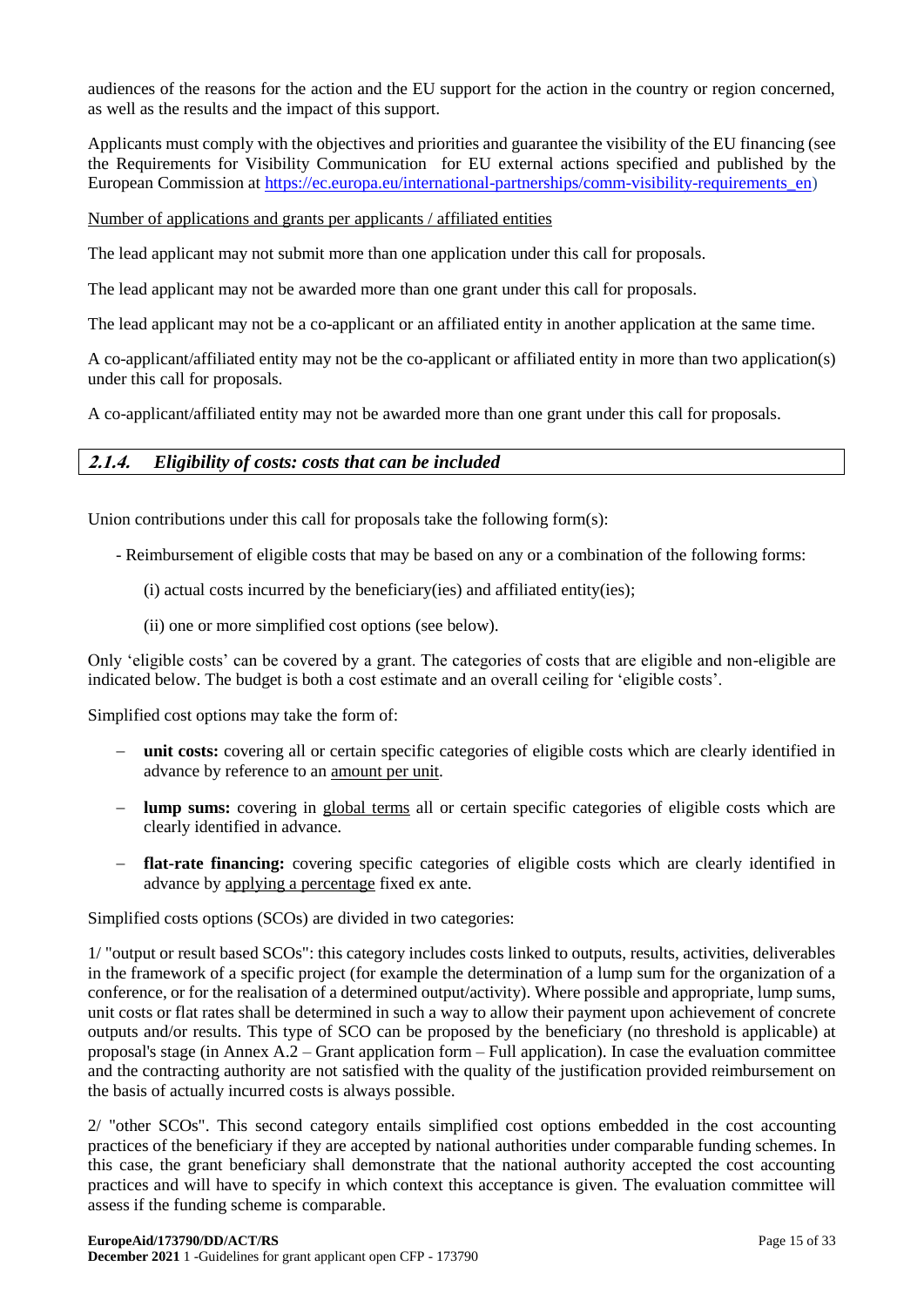audiences of the reasons for the action and the EU support for the action in the country or region concerned, as well as the results and the impact of this support.

Applicants must comply with the objectives and priorities and guarantee the visibility of the EU financing (see the Requirements for Visibility Communication for EU external actions specified and published by the European Commission at https://ec.europa.eu/international-partnerships/comm-visibility-requirements_en)

Number of applications and grants per applicants / affiliated entities

The lead applicant may not submit more than one application under this call for proposals.

The lead applicant may not be awarded more than one grant under this call for proposals.

The lead applicant may not be a co-applicant or an affiliated entity in another application at the same time.

A co-applicant/affiliated entity may not be the co-applicant or affiliated entity in more than two application(s) under this call for proposals.

A co-applicant/affiliated entity may not be awarded more than one grant under this call for proposals.

### *2.1.4. Eligibility of costs: costs that can be included*

Union contributions under this call for proposals take the following form(s):

- Reimbursement of eligible costs that may be based on any or a combination of the following forms:

  (i) actual costs incurred by the beneficiary(ies) and affiliated entity(ies);

  (ii) one or more simplified cost options (see below).

Only 'eligible costs' can be covered by a grant. The categories of costs that are eligible and non-eligible are indicated below. The budget is both a cost estimate and an overall ceiling for 'eligible costs'.

Simplified cost options may take the form of:

- **unit costs:** covering all or certain specific categories of eligible costs which are clearly identified in advance by reference to an amount per unit.
- **lump sums:** covering in global terms all or certain specific categories of eligible costs which are clearly identified in advance.
- **flat-rate financing:** covering specific categories of eligible costs which are clearly identified in advance by applying a percentage fixed ex ante.

Simplified costs options (SCOs) are divided in two categories:

1/ "output or result based SCOs": this category includes costs linked to outputs, results, activities, deliverables in the framework of a specific project (for example the determination of a lump sum for the organization of a conference, or for the realisation of a determined output/activity). Where possible and appropriate, lump sums, unit costs or flat rates shall be determined in such a way to allow their payment upon achievement of concrete outputs and/or results. This type of SCO can be proposed by the beneficiary (no threshold is applicable) at proposal's stage (in Annex A.2 – Grant application form – Full application). In case the evaluation committee and the contracting authority are not satisfied with the quality of the justification provided reimbursement on the basis of actually incurred costs is always possible.

2/ "other SCOs". This second category entails simplified cost options embedded in the cost accounting practices of the beneficiary if they are accepted by national authorities under comparable funding schemes. In this case, the grant beneficiary shall demonstrate that the national authority accepted the cost accounting practices and will have to specify in which context this acceptance is given. The evaluation committee will assess if the funding scheme is comparable.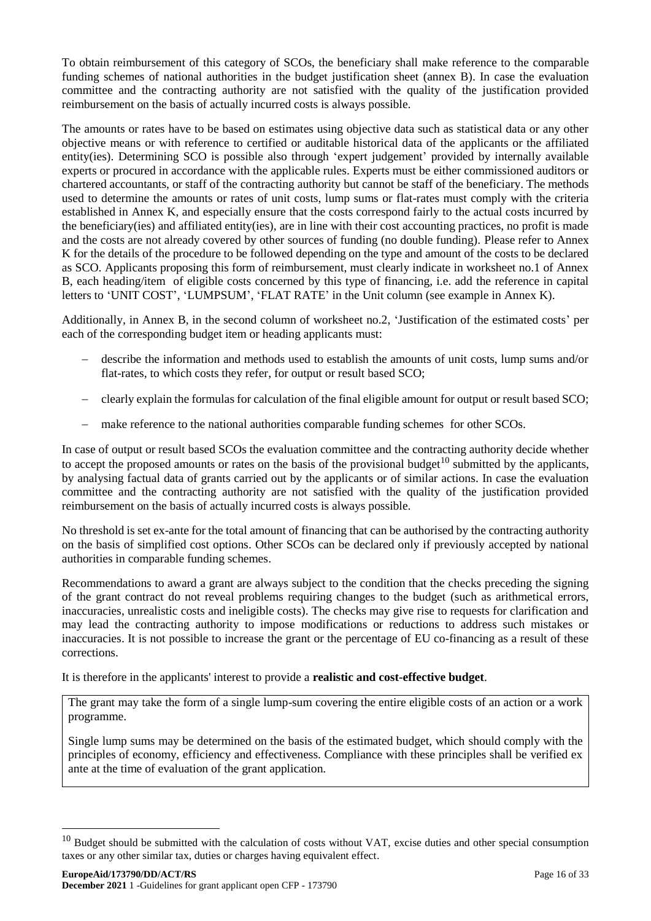To obtain reimbursement of this category of SCOs, the beneficiary shall make reference to the comparable funding schemes of national authorities in the budget justification sheet (annex B). In case the evaluation committee and the contracting authority are not satisfied with the quality of the justification provided reimbursement on the basis of actually incurred costs is always possible.

The amounts or rates have to be based on estimates using objective data such as statistical data or any other objective means or with reference to certified or auditable historical data of the applicants or the affiliated entity(ies). Determining SCO is possible also through 'expert judgement' provided by internally available experts or procured in accordance with the applicable rules. Experts must be either commissioned auditors or chartered accountants, or staff of the contracting authority but cannot be staff of the beneficiary. The methods used to determine the amounts or rates of unit costs, lump sums or flat-rates must comply with the criteria established in Annex K, and especially ensure that the costs correspond fairly to the actual costs incurred by the beneficiary(ies) and affiliated entity(ies), are in line with their cost accounting practices, no profit is made and the costs are not already covered by other sources of funding (no double funding). Please refer to Annex K for the details of the procedure to be followed depending on the type and amount of the costs to be declared as SCO. Applicants proposing this form of reimbursement, must clearly indicate in worksheet no.1 of Annex B, each heading/item of eligible costs concerned by this type of financing, i.e. add the reference in capital letters to 'UNIT COST', 'LUMPSUM', 'FLAT RATE' in the Unit column (see example in Annex K).

Additionally, in Annex B, in the second column of worksheet no.2, 'Justification of the estimated costs' per each of the corresponding budget item or heading applicants must:

- describe the information and methods used to establish the amounts of unit costs, lump sums and/or flat-rates, to which costs they refer, for output or result based SCO;
- clearly explain the formulas for calculation of the final eligible amount for output or result based SCO;
- make reference to the national authorities comparable funding schemes for other SCOs.

In case of output or result based SCOs the evaluation committee and the contracting authority decide whether to accept the proposed amounts or rates on the basis of the provisional budget[10] submitted by the applicants, by analysing factual data of grants carried out by the applicants or of similar actions. In case the evaluation committee and the contracting authority are not satisfied with the quality of the justification provided reimbursement on the basis of actually incurred costs is always possible.

No threshold is set ex-ante for the total amount of financing that can be authorised by the contracting authority on the basis of simplified cost options. Other SCOs can be declared only if previously accepted by national authorities in comparable funding schemes.

Recommendations to award a grant are always subject to the condition that the checks preceding the signing of the grant contract do not reveal problems requiring changes to the budget (such as arithmetical errors, inaccuracies, unrealistic costs and ineligible costs). The checks may give rise to requests for clarification and may lead the contracting authority to impose modifications or reductions to address such mistakes or inaccuracies. It is not possible to increase the grant or the percentage of EU co-financing as a result of these corrections.

It is therefore in the applicants' interest to provide a **realistic and cost-effective budget**.

The grant may take the form of a single lump-sum covering the entire eligible costs of an action or a work programme.

Single lump sums may be determined on the basis of the estimated budget, which should comply with the principles of economy, efficiency and effectiveness. Compliance with these principles shall be verified ex ante at the time of evaluation of the grant application.

[10] Budget should be submitted with the calculation of costs without VAT, excise duties and other special consumption taxes or any other similar tax, duties or charges having equivalent effect.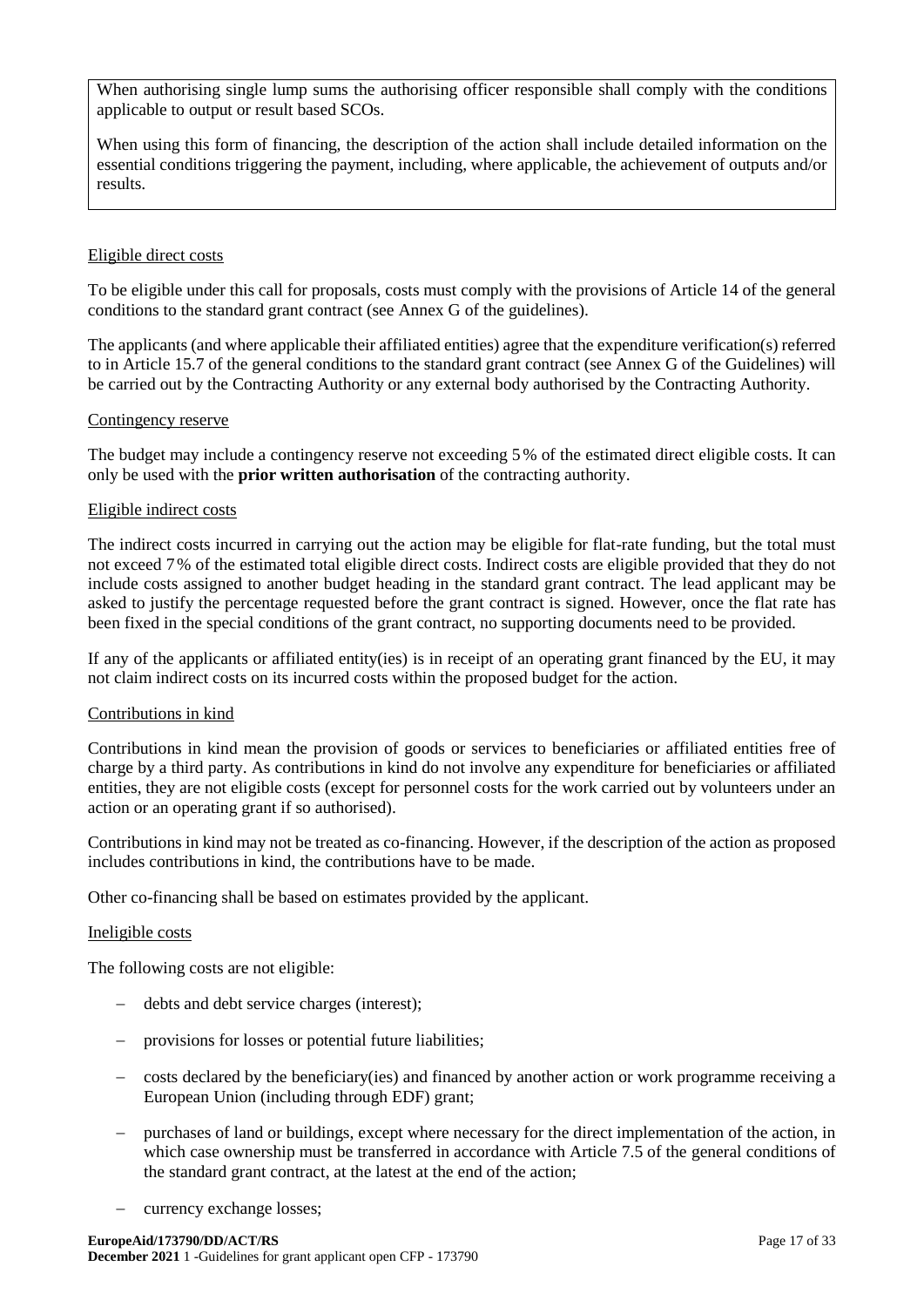When authorising single lump sums the authorising officer responsible shall comply with the conditions applicable to output or result based SCOs.

When using this form of financing, the description of the action shall include detailed information on the essential conditions triggering the payment, including, where applicable, the achievement of outputs and/or results.

Eligible direct costs

To be eligible under this call for proposals, costs must comply with the provisions of Article 14 of the general conditions to the standard grant contract (see Annex G of the guidelines).

The applicants (and where applicable their affiliated entities) agree that the expenditure verification(s) referred to in Article 15.7 of the general conditions to the standard grant contract (see Annex G of the Guidelines) will be carried out by the Contracting Authority or any external body authorised by the Contracting Authority.

Contingency reserve

The budget may include a contingency reserve not exceeding 5 % of the estimated direct eligible costs. It can only be used with the **prior written authorisation** of the contracting authority.

Eligible indirect costs

The indirect costs incurred in carrying out the action may be eligible for flat-rate funding, but the total must not exceed 7 % of the estimated total eligible direct costs. Indirect costs are eligible provided that they do not include costs assigned to another budget heading in the standard grant contract. The lead applicant may be asked to justify the percentage requested before the grant contract is signed. However, once the flat rate has been fixed in the special conditions of the grant contract, no supporting documents need to be provided.

If any of the applicants or affiliated entity(ies) is in receipt of an operating grant financed by the EU, it may not claim indirect costs on its incurred costs within the proposed budget for the action.

Contributions in kind

Contributions in kind mean the provision of goods or services to beneficiaries or affiliated entities free of charge by a third party. As contributions in kind do not involve any expenditure for beneficiaries or affiliated entities, they are not eligible costs (except for personnel costs for the work carried out by volunteers under an action or an operating grant if so authorised).

Contributions in kind may not be treated as co-financing. However, if the description of the action as proposed includes contributions in kind, the contributions have to be made.

Other co-financing shall be based on estimates provided by the applicant.

Ineligible costs

The following costs are not eligible:

- debts and debt service charges (interest);
- provisions for losses or potential future liabilities;
- costs declared by the beneficiary(ies) and financed by another action or work programme receiving a European Union (including through EDF) grant;
- purchases of land or buildings, except where necessary for the direct implementation of the action, in which case ownership must be transferred in accordance with Article 7.5 of the general conditions of the standard grant contract, at the latest at the end of the action;
- currency exchange losses;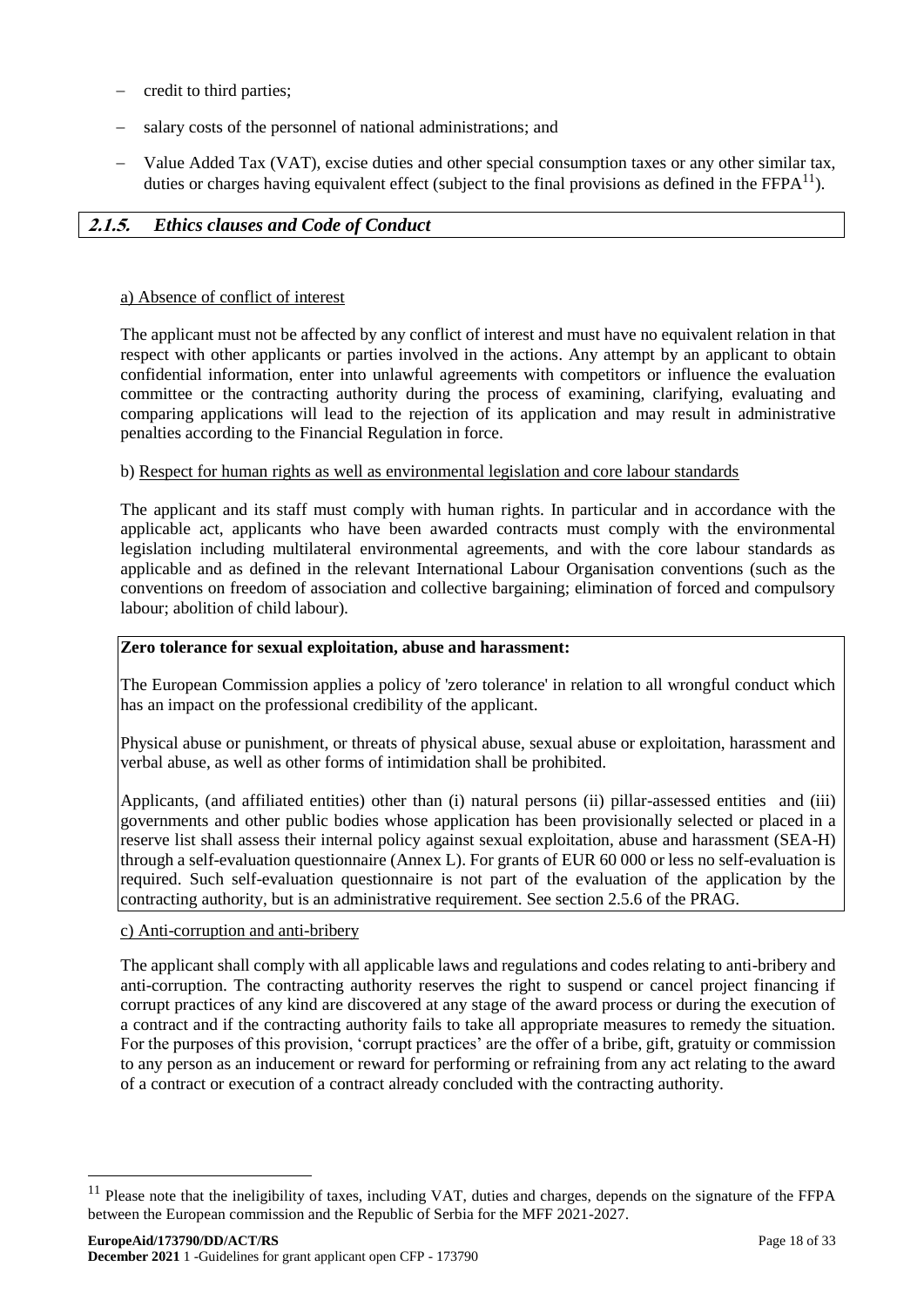- credit to third parties;
- salary costs of the personnel of national administrations; and
- Value Added Tax (VAT), excise duties and other special consumption taxes or any other similar tax, duties or charges having equivalent effect (subject to the final provisions as defined in the FFPA[11]).

### 2.1.5. Ethics clauses and Code of Conduct

a) Absence of conflict of interest

The applicant must not be affected by any conflict of interest and must have no equivalent relation in that respect with other applicants or parties involved in the actions. Any attempt by an applicant to obtain confidential information, enter into unlawful agreements with competitors or influence the evaluation committee or the contracting authority during the process of examining, clarifying, evaluating and comparing applications will lead to the rejection of its application and may result in administrative penalties according to the Financial Regulation in force.

b) Respect for human rights as well as environmental legislation and core labour standards

The applicant and its staff must comply with human rights. In particular and in accordance with the applicable act, applicants who have been awarded contracts must comply with the environmental legislation including multilateral environmental agreements, and with the core labour standards as applicable and as defined in the relevant International Labour Organisation conventions (such as the conventions on freedom of association and collective bargaining; elimination of forced and compulsory labour; abolition of child labour).

**Zero tolerance for sexual exploitation, abuse and harassment:**

The European Commission applies a policy of 'zero tolerance' in relation to all wrongful conduct which has an impact on the professional credibility of the applicant.

Physical abuse or punishment, or threats of physical abuse, sexual abuse or exploitation, harassment and verbal abuse, as well as other forms of intimidation shall be prohibited.

Applicants, (and affiliated entities) other than (i) natural persons (ii) pillar-assessed entities and (iii) governments and other public bodies whose application has been provisionally selected or placed in a reserve list shall assess their internal policy against sexual exploitation, abuse and harassment (SEA-H) through a self-evaluation questionnaire (Annex L). For grants of EUR 60 000 or less no self-evaluation is required. Such self-evaluation questionnaire is not part of the evaluation of the application by the contracting authority, but is an administrative requirement. See section 2.5.6 of the PRAG.

c) Anti-corruption and anti-bribery

The applicant shall comply with all applicable laws and regulations and codes relating to anti-bribery and anti-corruption. The contracting authority reserves the right to suspend or cancel project financing if corrupt practices of any kind are discovered at any stage of the award process or during the execution of a contract and if the contracting authority fails to take all appropriate measures to remedy the situation. For the purposes of this provision, 'corrupt practices' are the offer of a bribe, gift, gratuity or commission to any person as an inducement or reward for performing or refraining from any act relating to the award of a contract or execution of a contract already concluded with the contracting authority.

[11] Please note that the ineligibility of taxes, including VAT, duties and charges, depends on the signature of the FFPA between the European commission and the Republic of Serbia for the MFF 2021-2027.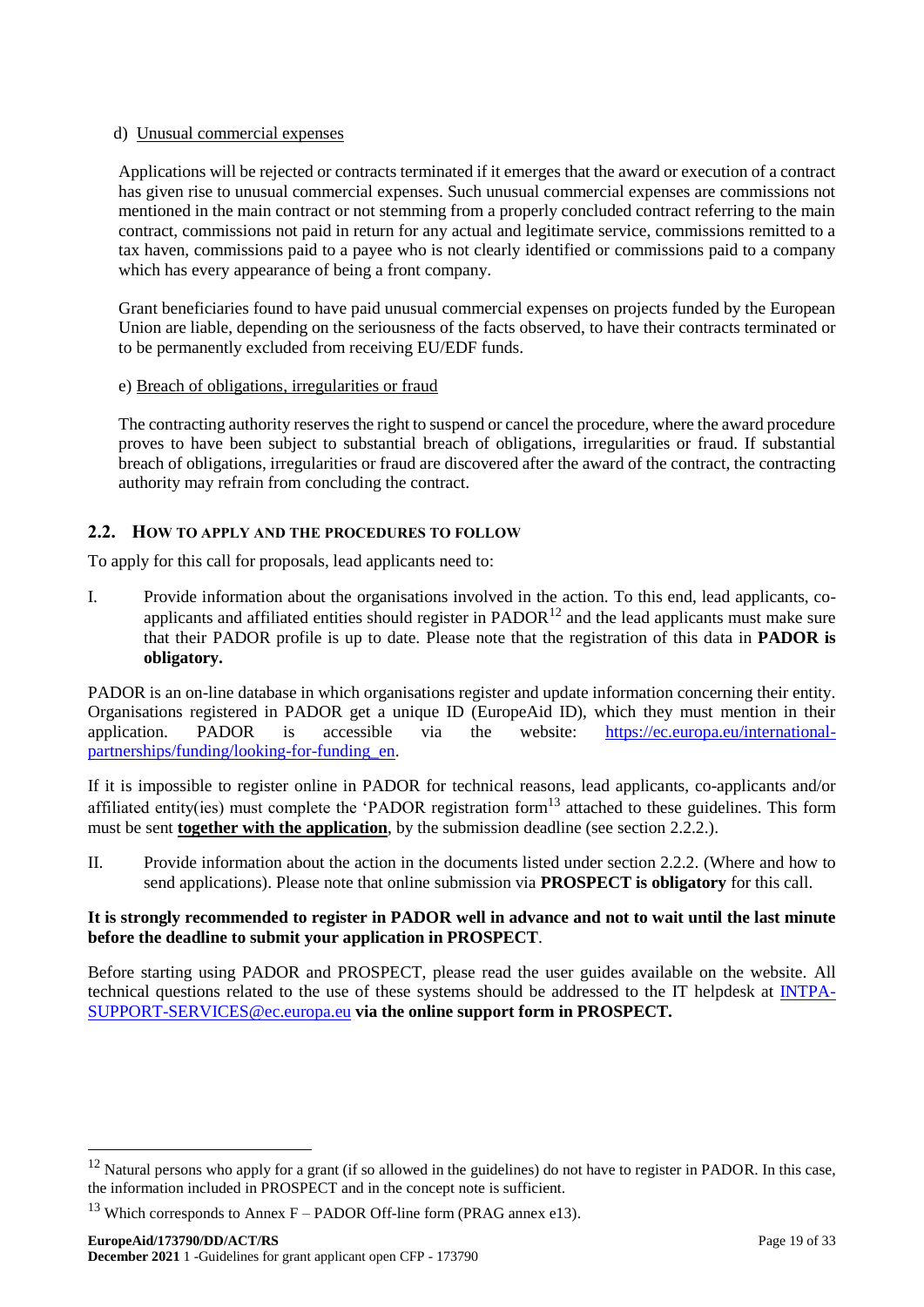d) Unusual commercial expenses

Applications will be rejected or contracts terminated if it emerges that the award or execution of a contract has given rise to unusual commercial expenses. Such unusual commercial expenses are commissions not mentioned in the main contract or not stemming from a properly concluded contract referring to the main contract, commissions not paid in return for any actual and legitimate service, commissions remitted to a tax haven, commissions paid to a payee who is not clearly identified or commissions paid to a company which has every appearance of being a front company.

Grant beneficiaries found to have paid unusual commercial expenses on projects funded by the European Union are liable, depending on the seriousness of the facts observed, to have their contracts terminated or to be permanently excluded from receiving EU/EDF funds.

e) Breach of obligations, irregularities or fraud

The contracting authority reserves the right to suspend or cancel the procedure, where the award procedure proves to have been subject to substantial breach of obligations, irregularities or fraud. If substantial breach of obligations, irregularities or fraud are discovered after the award of the contract, the contracting authority may refrain from concluding the contract.

## 2.2. HOW TO APPLY AND THE PROCEDURES TO FOLLOW

To apply for this call for proposals, lead applicants need to:

I. Provide information about the organisations involved in the action. To this end, lead applicants, co-applicants and affiliated entities should register in PADOR[12] and the lead applicants must make sure that their PADOR profile is up to date. Please note that the registration of this data in **PADOR is obligatory.**

PADOR is an on-line database in which organisations register and update information concerning their entity. Organisations registered in PADOR get a unique ID (EuropeAid ID), which they must mention in their application. PADOR is accessible via the website: https://ec.europa.eu/international-partnerships/funding/looking-for-funding_en.

If it is impossible to register online in PADOR for technical reasons, lead applicants, co-applicants and/or affiliated entity(ies) must complete the 'PADOR registration form[13] attached to these guidelines. This form must be sent **together with the application**, by the submission deadline (see section 2.2.2.).

II. Provide information about the action in the documents listed under section 2.2.2. (Where and how to send applications). Please note that online submission via **PROSPECT is obligatory** for this call.

**It is strongly recommended to register in PADOR well in advance and not to wait until the last minute before the deadline to submit your application in PROSPECT**.

Before starting using PADOR and PROSPECT, please read the user guides available on the website. All technical questions related to the use of these systems should be addressed to the IT helpdesk at INTPA-SUPPORT-SERVICES@ec.europa.eu **via the online support form in PROSPECT.**

[12] Natural persons who apply for a grant (if so allowed in the guidelines) do not have to register in PADOR. In this case, the information included in PROSPECT and in the concept note is sufficient.

[13] Which corresponds to Annex F – PADOR Off-line form (PRAG annex e13).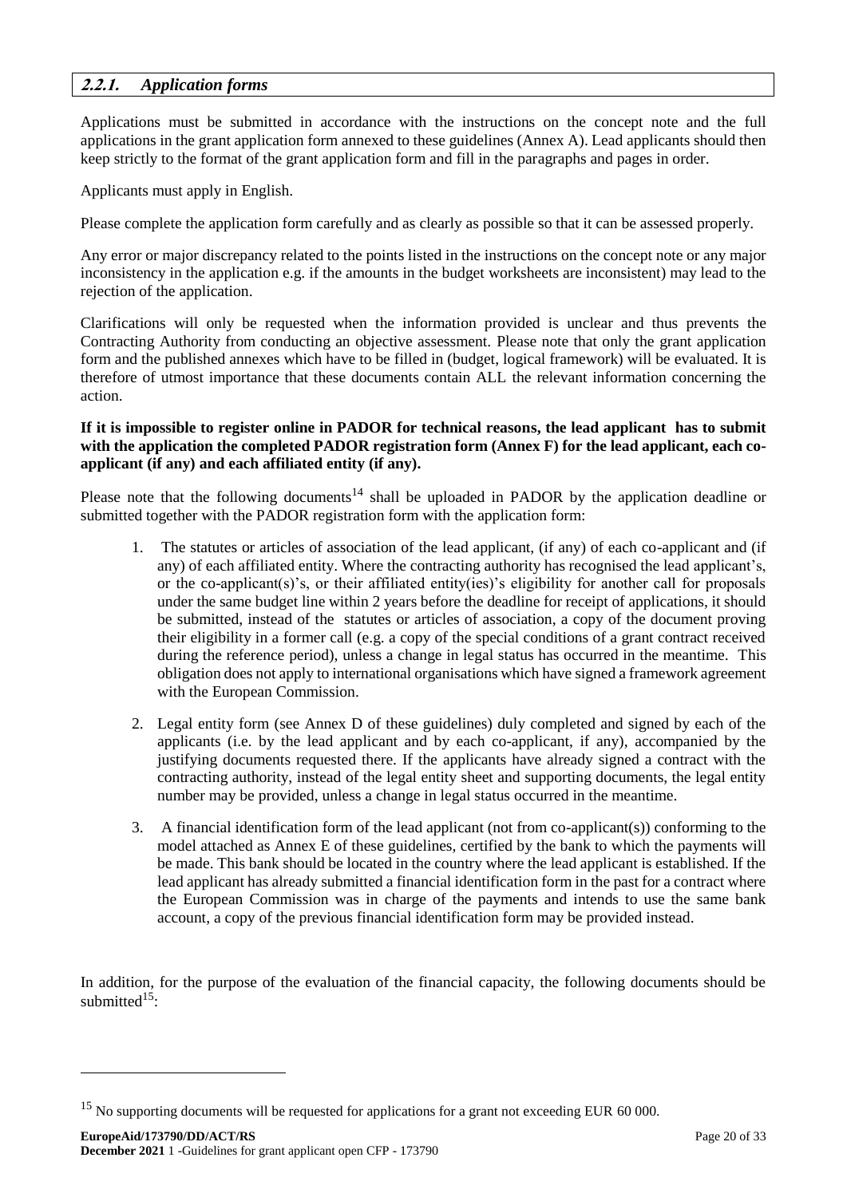### 2.2.1. *Application forms*

Applications must be submitted in accordance with the instructions on the concept note and the full applications in the grant application form annexed to these guidelines (Annex A). Lead applicants should then keep strictly to the format of the grant application form and fill in the paragraphs and pages in order.

Applicants must apply in English.

Please complete the application form carefully and as clearly as possible so that it can be assessed properly.

Any error or major discrepancy related to the points listed in the instructions on the concept note or any major inconsistency in the application e.g. if the amounts in the budget worksheets are inconsistent) may lead to the rejection of the application.

Clarifications will only be requested when the information provided is unclear and thus prevents the Contracting Authority from conducting an objective assessment. Please note that only the grant application form and the published annexes which have to be filled in (budget, logical framework) will be evaluated. It is therefore of utmost importance that these documents contain ALL the relevant information concerning the action.

**If it is impossible to register online in PADOR for technical reasons, the lead applicant has to submit with the application the completed PADOR registration form (Annex F) for the lead applicant, each co-applicant (if any) and each affiliated entity (if any).**

Please note that the following documents[14] shall be uploaded in PADOR by the application deadline or submitted together with the PADOR registration form with the application form:

1. The statutes or articles of association of the lead applicant, (if any) of each co-applicant and (if any) of each affiliated entity. Where the contracting authority has recognised the lead applicant's, or the co-applicant(s)'s, or their affiliated entity(ies)'s eligibility for another call for proposals under the same budget line within 2 years before the deadline for receipt of applications, it should be submitted, instead of the statutes or articles of association, a copy of the document proving their eligibility in a former call (e.g. a copy of the special conditions of a grant contract received during the reference period), unless a change in legal status has occurred in the meantime. This obligation does not apply to international organisations which have signed a framework agreement with the European Commission.

2. Legal entity form (see Annex D of these guidelines) duly completed and signed by each of the applicants (i.e. by the lead applicant and by each co-applicant, if any), accompanied by the justifying documents requested there. If the applicants have already signed a contract with the contracting authority, instead of the legal entity sheet and supporting documents, the legal entity number may be provided, unless a change in legal status occurred in the meantime.

3. A financial identification form of the lead applicant (not from co-applicant(s)) conforming to the model attached as Annex E of these guidelines, certified by the bank to which the payments will be made. This bank should be located in the country where the lead applicant is established. If the lead applicant has already submitted a financial identification form in the past for a contract where the European Commission was in charge of the payments and intends to use the same bank account, a copy of the previous financial identification form may be provided instead.

In addition, for the purpose of the evaluation of the financial capacity, the following documents should be submitted[15]:

---

[15] No supporting documents will be requested for applications for a grant not exceeding EUR 60 000.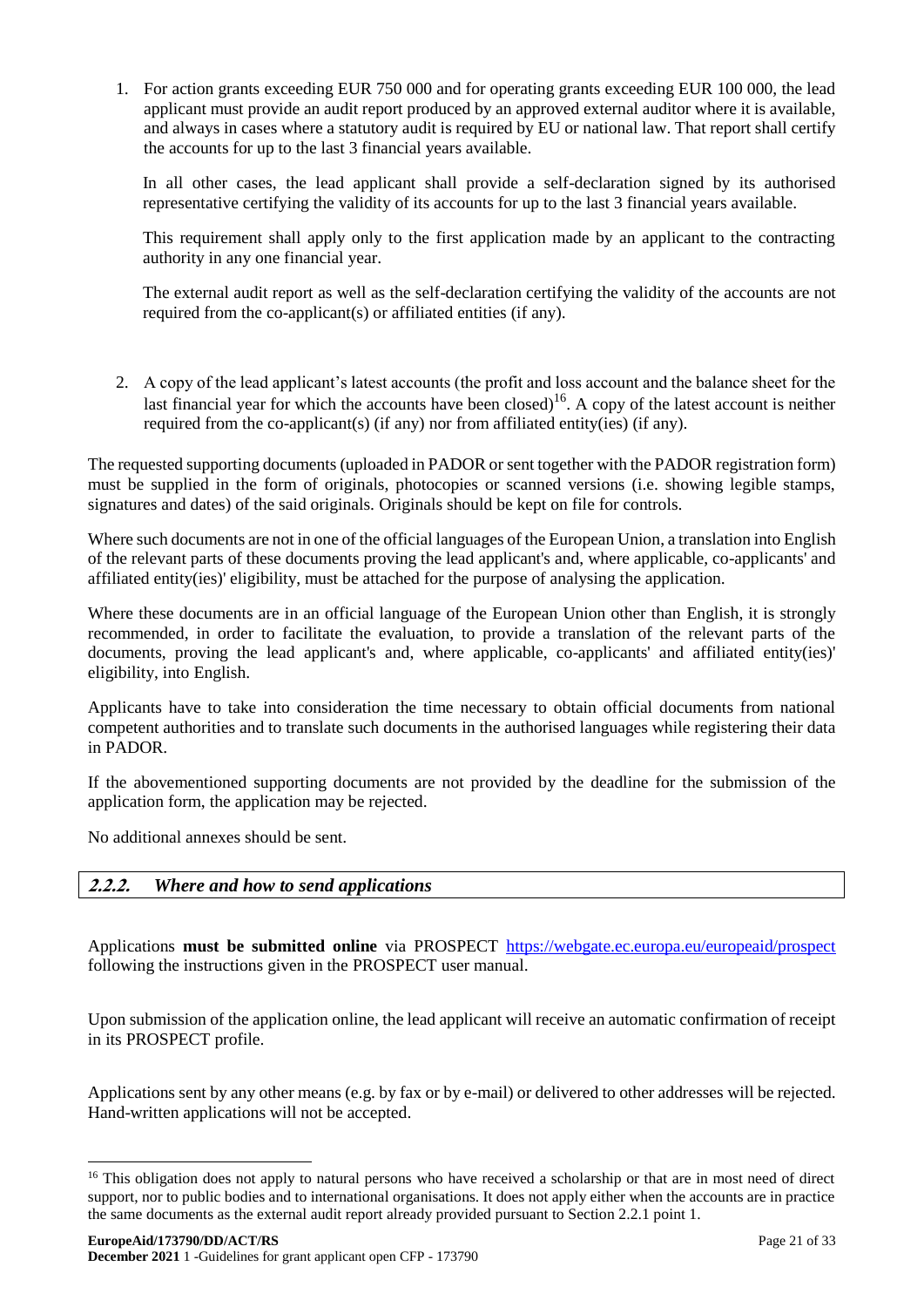1. For action grants exceeding EUR 750 000 and for operating grants exceeding EUR 100 000, the lead applicant must provide an audit report produced by an approved external auditor where it is available, and always in cases where a statutory audit is required by EU or national law. That report shall certify the accounts for up to the last 3 financial years available.

   In all other cases, the lead applicant shall provide a self-declaration signed by its authorised representative certifying the validity of its accounts for up to the last 3 financial years available.

   This requirement shall apply only to the first application made by an applicant to the contracting authority in any one financial year.

   The external audit report as well as the self-declaration certifying the validity of the accounts are not required from the co-applicant(s) or affiliated entities (if any).

2. A copy of the lead applicant's latest accounts (the profit and loss account and the balance sheet for the last financial year for which the accounts have been closed)[16]. A copy of the latest account is neither required from the co-applicant(s) (if any) nor from affiliated entity(ies) (if any).

The requested supporting documents (uploaded in PADOR or sent together with the PADOR registration form) must be supplied in the form of originals, photocopies or scanned versions (i.e. showing legible stamps, signatures and dates) of the said originals. Originals should be kept on file for controls.

Where such documents are not in one of the official languages of the European Union, a translation into English of the relevant parts of these documents proving the lead applicant's and, where applicable, co-applicants' and affiliated entity(ies)' eligibility, must be attached for the purpose of analysing the application.

Where these documents are in an official language of the European Union other than English, it is strongly recommended, in order to facilitate the evaluation, to provide a translation of the relevant parts of the documents, proving the lead applicant's and, where applicable, co-applicants' and affiliated entity(ies)' eligibility, into English.

Applicants have to take into consideration the time necessary to obtain official documents from national competent authorities and to translate such documents in the authorised languages while registering their data in PADOR.

If the abovementioned supporting documents are not provided by the deadline for the submission of the application form, the application may be rejected.

No additional annexes should be sent.

### 2.2.2. *Where and how to send applications*

Applications **must be submitted online** via PROSPECT https://webgate.ec.europa.eu/europeaid/prospect following the instructions given in the PROSPECT user manual.

Upon submission of the application online, the lead applicant will receive an automatic confirmation of receipt in its PROSPECT profile.

Applications sent by any other means (e.g. by fax or by e-mail) or delivered to other addresses will be rejected. Hand-written applications will not be accepted.

---

[16] This obligation does not apply to natural persons who have received a scholarship or that are in most need of direct support, nor to public bodies and to international organisations. It does not apply either when the accounts are in practice the same documents as the external audit report already provided pursuant to Section 2.2.1 point 1.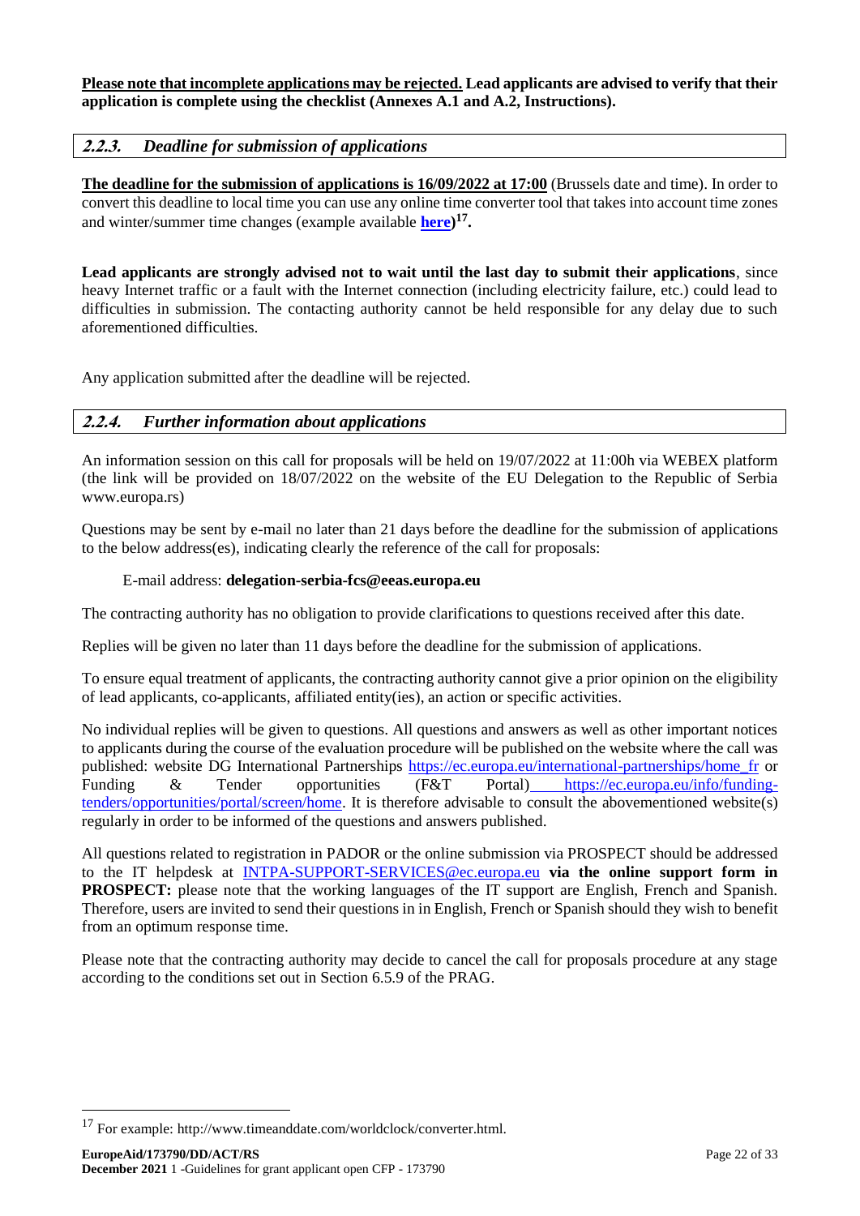**Please note that incomplete applications may be rejected. Lead applicants are advised to verify that their application is complete using the checklist (Annexes A.1 and A.2, Instructions).**

### *2.2.3. Deadline for submission of applications*

**The deadline for the submission of applications is 16/09/2022 at 17:00** (Brussels date and time). In order to convert this deadline to local time you can use any online time converter tool that takes into account time zones and winter/summer time changes (example available **here**)[17]**.**

**Lead applicants are strongly advised not to wait until the last day to submit their applications**, since heavy Internet traffic or a fault with the Internet connection (including electricity failure, etc.) could lead to difficulties in submission. The contacting authority cannot be held responsible for any delay due to such aforementioned difficulties.

Any application submitted after the deadline will be rejected.

### *2.2.4. Further information about applications*

An information session on this call for proposals will be held on 19/07/2022 at 11:00h via WEBEX platform (the link will be provided on 18/07/2022 on the website of the EU Delegation to the Republic of Serbia www.europa.rs)

Questions may be sent by e-mail no later than 21 days before the deadline for the submission of applications to the below address(es), indicating clearly the reference of the call for proposals:

E-mail address: **delegation-serbia-fcs@eeas.europa.eu**

The contracting authority has no obligation to provide clarifications to questions received after this date.

Replies will be given no later than 11 days before the deadline for the submission of applications.

To ensure equal treatment of applicants, the contracting authority cannot give a prior opinion on the eligibility of lead applicants, co-applicants, affiliated entity(ies), an action or specific activities.

No individual replies will be given to questions. All questions and answers as well as other important notices to applicants during the course of the evaluation procedure will be published on the website where the call was published: website DG International Partnerships https://ec.europa.eu/international-partnerships/home_fr or Funding & Tender opportunities (F&T Portal) https://ec.europa.eu/info/funding-tenders/opportunities/portal/screen/home. It is therefore advisable to consult the abovementioned website(s) regularly in order to be informed of the questions and answers published.

All questions related to registration in PADOR or the online submission via PROSPECT should be addressed to the IT helpdesk at INTPA-SUPPORT-SERVICES@ec.europa.eu **via the online support form in PROSPECT:** please note that the working languages of the IT support are English, French and Spanish. Therefore, users are invited to send their questions in in English, French or Spanish should they wish to benefit from an optimum response time.

Please note that the contracting authority may decide to cancel the call for proposals procedure at any stage according to the conditions set out in Section 6.5.9 of the PRAG.

---

[17] For example: http://www.timeanddate.com/worldclock/converter.html.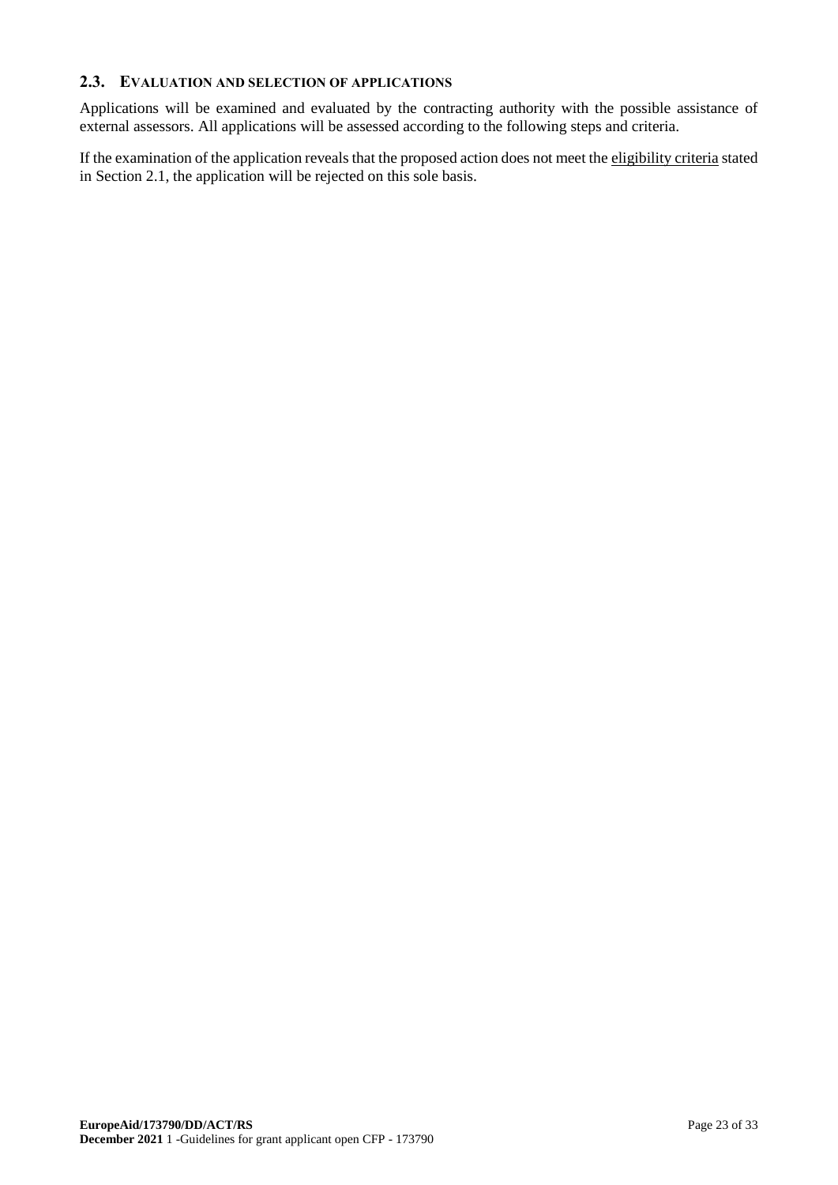### 2.3. Evaluation and selection of applications

Applications will be examined and evaluated by the contracting authority with the possible assistance of external assessors. All applications will be assessed according to the following steps and criteria.

If the examination of the application reveals that the proposed action does not meet the eligibility criteria stated in Section 2.1, the application will be rejected on this sole basis.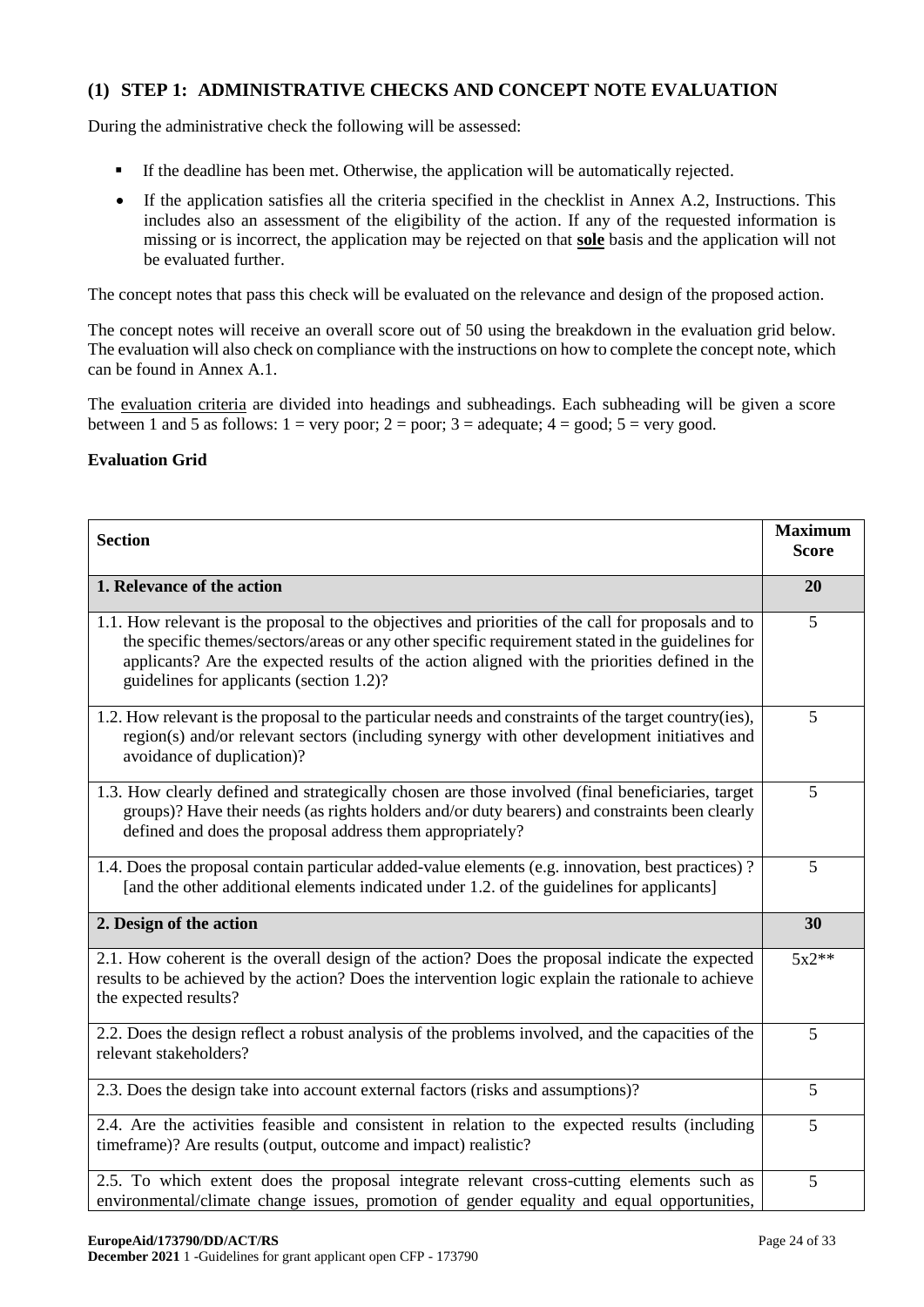## (1) STEP 1: ADMINISTRATIVE CHECKS AND CONCEPT NOTE EVALUATION

During the administrative check the following will be assessed:

- If the deadline has been met. Otherwise, the application will be automatically rejected.
- If the application satisfies all the criteria specified in the checklist in Annex A.2, Instructions. This includes also an assessment of the eligibility of the action. If any of the requested information is missing or is incorrect, the application may be rejected on that **sole** basis and the application will not be evaluated further.

The concept notes that pass this check will be evaluated on the relevance and design of the proposed action.

The concept notes will receive an overall score out of 50 using the breakdown in the evaluation grid below. The evaluation will also check on compliance with the instructions on how to complete the concept note, which can be found in Annex A.1.

The evaluation criteria are divided into headings and subheadings. Each subheading will be given a score between 1 and 5 as follows: 1 = very poor; 2 = poor; 3 = adequate; 4 = good; 5 = very good.

**Evaluation Grid**

| Section | Maximum Score |
|---|---|
| **1. Relevance of the action** | **20** |
| 1.1. How relevant is the proposal to the objectives and priorities of the call for proposals and to the specific themes/sectors/areas or any other specific requirement stated in the guidelines for applicants? Are the expected results of the action aligned with the priorities defined in the guidelines for applicants (section 1.2)? | 5 |
| 1.2. How relevant is the proposal to the particular needs and constraints of the target country(ies), region(s) and/or relevant sectors (including synergy with other development initiatives and avoidance of duplication)? | 5 |
| 1.3. How clearly defined and strategically chosen are those involved (final beneficiaries, target groups)? Have their needs (as rights holders and/or duty bearers) and constraints been clearly defined and does the proposal address them appropriately? | 5 |
| 1.4. Does the proposal contain particular added-value elements (e.g. innovation, best practices) ? [and the other additional elements indicated under 1.2. of the guidelines for applicants] | 5 |
| **2. Design of the action** | **30** |
| 2.1. How coherent is the overall design of the action? Does the proposal indicate the expected results to be achieved by the action? Does the intervention logic explain the rationale to achieve the expected results? | 5x2** |
| 2.2. Does the design reflect a robust analysis of the problems involved, and the capacities of the relevant stakeholders? | 5 |
| 2.3. Does the design take into account external factors (risks and assumptions)? | 5 |
| 2.4. Are the activities feasible and consistent in relation to the expected results (including timeframe)? Are results (output, outcome and impact) realistic? | 5 |
| 2.5. To which extent does the proposal integrate relevant cross-cutting elements such as environmental/climate change issues, promotion of gender equality and equal opportunities, | 5 |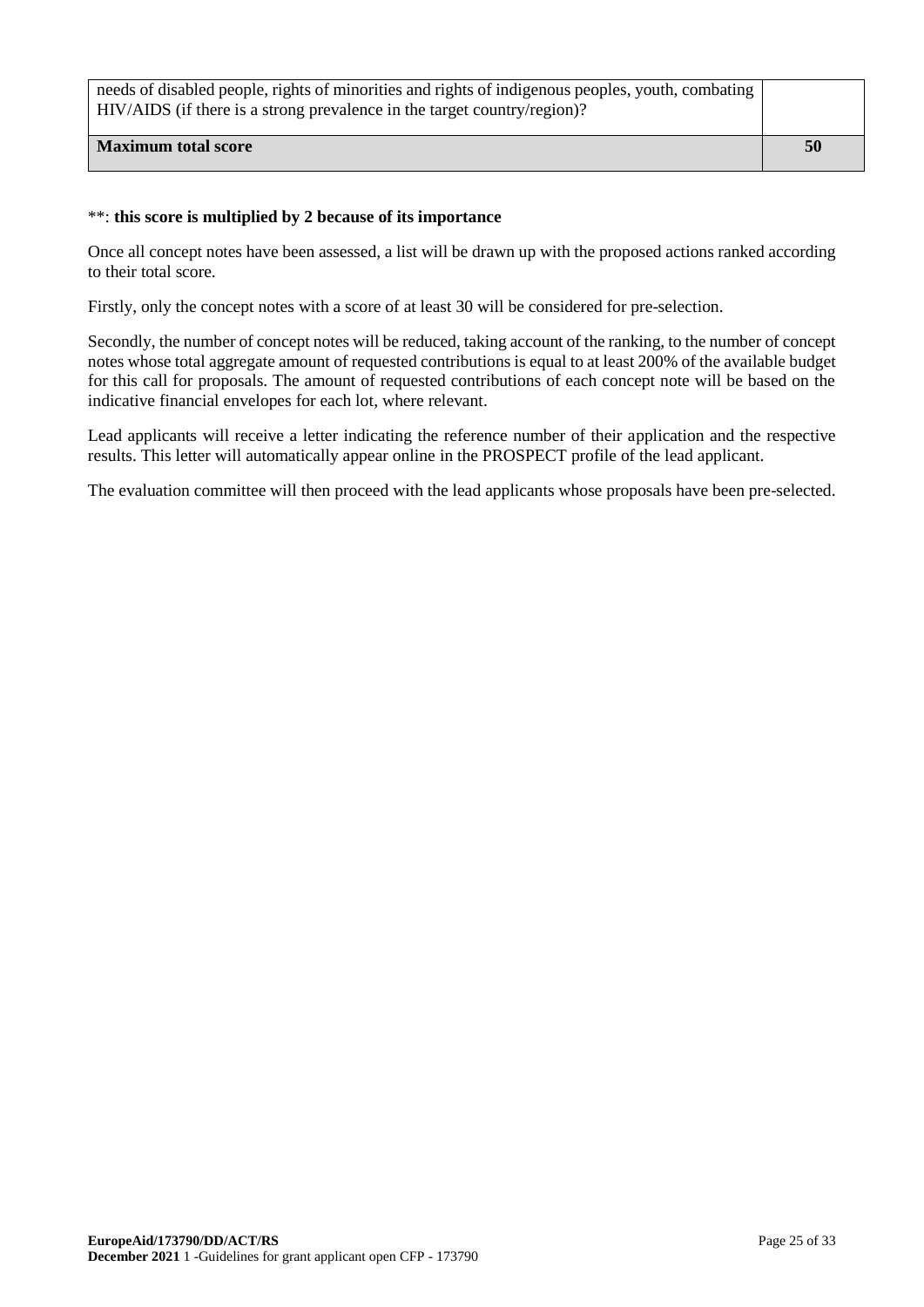| | |
|---|---|
| needs of disabled people, rights of minorities and rights of indigenous peoples, youth, combating HIV/AIDS (if there is a strong prevalence in the target country/region)? | |
| **Maximum total score** | **50** |

**: **this score is multiplied by 2 because of its importance**

Once all concept notes have been assessed, a list will be drawn up with the proposed actions ranked according to their total score.

Firstly, only the concept notes with a score of at least 30 will be considered for pre-selection.

Secondly, the number of concept notes will be reduced, taking account of the ranking, to the number of concept notes whose total aggregate amount of requested contributions is equal to at least 200% of the available budget for this call for proposals. The amount of requested contributions of each concept note will be based on the indicative financial envelopes for each lot, where relevant.

Lead applicants will receive a letter indicating the reference number of their application and the respective results. This letter will automatically appear online in the PROSPECT profile of the lead applicant.

The evaluation committee will then proceed with the lead applicants whose proposals have been pre-selected.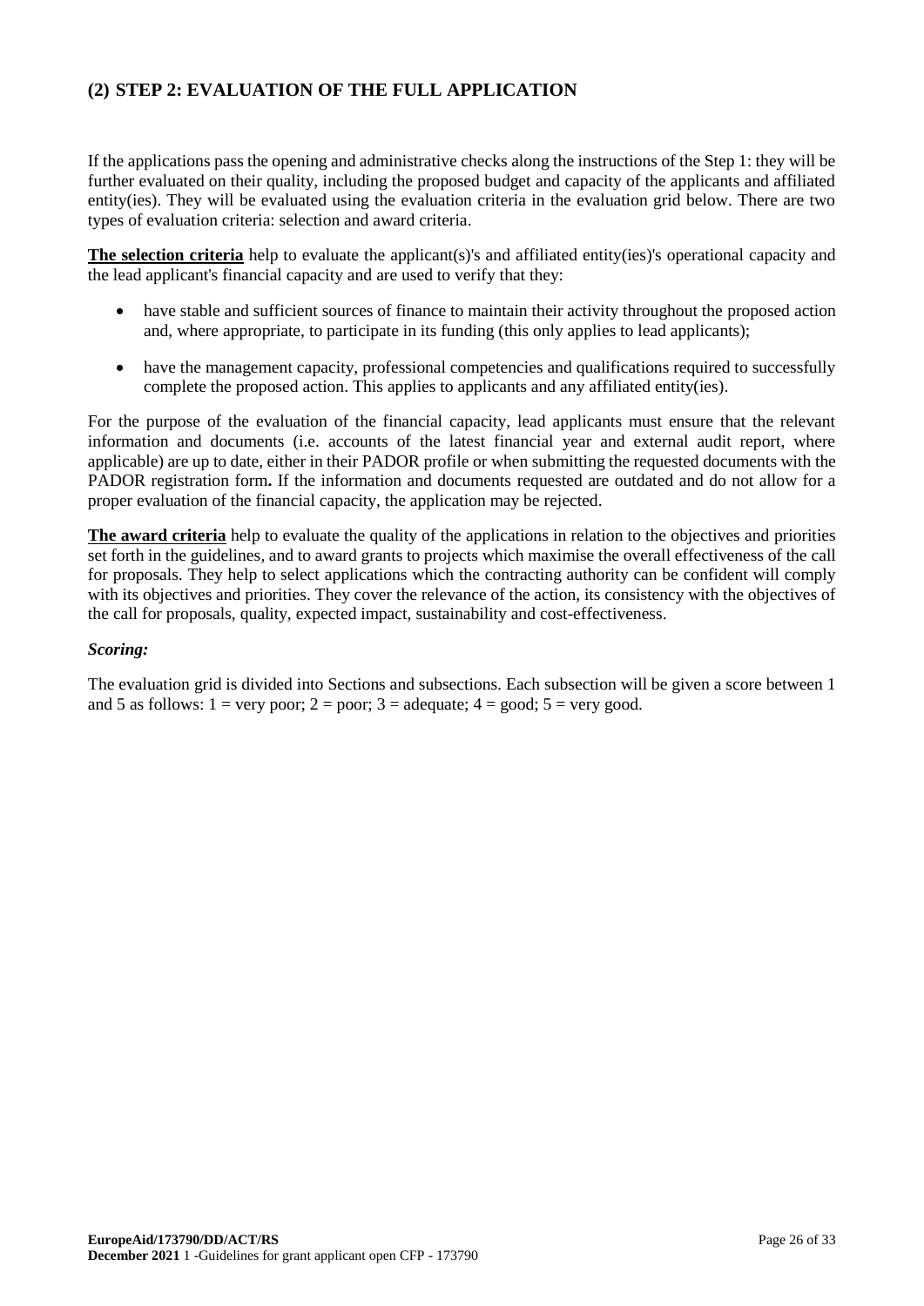## (2) STEP 2: EVALUATION OF THE FULL APPLICATION

If the applications pass the opening and administrative checks along the instructions of the Step 1: they will be further evaluated on their quality, including the proposed budget and capacity of the applicants and affiliated entity(ies). They will be evaluated using the evaluation criteria in the evaluation grid below. There are two types of evaluation criteria: selection and award criteria.

**The selection criteria** help to evaluate the applicant(s)'s and affiliated entity(ies)'s operational capacity and the lead applicant's financial capacity and are used to verify that they:

- have stable and sufficient sources of finance to maintain their activity throughout the proposed action and, where appropriate, to participate in its funding (this only applies to lead applicants);
- have the management capacity, professional competencies and qualifications required to successfully complete the proposed action. This applies to applicants and any affiliated entity(ies).

For the purpose of the evaluation of the financial capacity, lead applicants must ensure that the relevant information and documents (i.e. accounts of the latest financial year and external audit report, where applicable) are up to date, either in their PADOR profile or when submitting the requested documents with the PADOR registration form**.** If the information and documents requested are outdated and do not allow for a proper evaluation of the financial capacity, the application may be rejected.

**The award criteria** help to evaluate the quality of the applications in relation to the objectives and priorities set forth in the guidelines, and to award grants to projects which maximise the overall effectiveness of the call for proposals. They help to select applications which the contracting authority can be confident will comply with its objectives and priorities. They cover the relevance of the action, its consistency with the objectives of the call for proposals, quality, expected impact, sustainability and cost-effectiveness.

***Scoring:***

The evaluation grid is divided into Sections and subsections. Each subsection will be given a score between 1 and 5 as follows: 1 = very poor; 2 = poor; 3 = adequate; 4 = good; 5 = very good.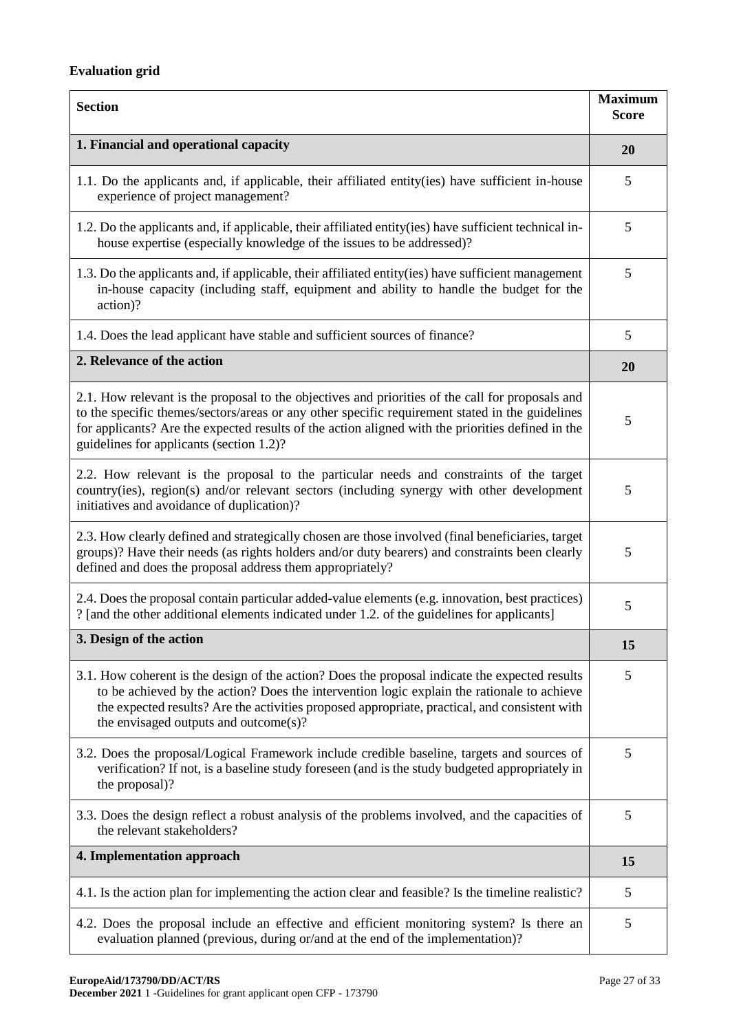**Evaluation grid**

| Section | Maximum Score |
|---|---|
| **1. Financial and operational capacity** | **20** |
| 1.1. Do the applicants and, if applicable, their affiliated entity(ies) have sufficient in-house experience of project management? | 5 |
| 1.2. Do the applicants and, if applicable, their affiliated entity(ies) have sufficient technical in-house expertise (especially knowledge of the issues to be addressed)? | 5 |
| 1.3. Do the applicants and, if applicable, their affiliated entity(ies) have sufficient management in-house capacity (including staff, equipment and ability to handle the budget for the action)? | 5 |
| 1.4. Does the lead applicant have stable and sufficient sources of finance? | 5 |
| **2. Relevance of the action** | **20** |
| 2.1. How relevant is the proposal to the objectives and priorities of the call for proposals and to the specific themes/sectors/areas or any other specific requirement stated in the guidelines for applicants? Are the expected results of the action aligned with the priorities defined in the guidelines for applicants (section 1.2)? | 5 |
| 2.2. How relevant is the proposal to the particular needs and constraints of the target country(ies), region(s) and/or relevant sectors (including synergy with other development initiatives and avoidance of duplication)? | 5 |
| 2.3. How clearly defined and strategically chosen are those involved (final beneficiaries, target groups)? Have their needs (as rights holders and/or duty bearers) and constraints been clearly defined and does the proposal address them appropriately? | 5 |
| 2.4. Does the proposal contain particular added-value elements (e.g. innovation, best practices) ? [and the other additional elements indicated under 1.2. of the guidelines for applicants] | 5 |
| **3. Design of the action** | **15** |
| 3.1. How coherent is the design of the action? Does the proposal indicate the expected results to be achieved by the action? Does the intervention logic explain the rationale to achieve the expected results? Are the activities proposed appropriate, practical, and consistent with the envisaged outputs and outcome(s)? | 5 |
| 3.2. Does the proposal/Logical Framework include credible baseline, targets and sources of verification? If not, is a baseline study foreseen (and is the study budgeted appropriately in the proposal)? | 5 |
| 3.3. Does the design reflect a robust analysis of the problems involved, and the capacities of the relevant stakeholders? | 5 |
| **4. Implementation approach** | **15** |
| 4.1. Is the action plan for implementing the action clear and feasible? Is the timeline realistic? | 5 |
| 4.2. Does the proposal include an effective and efficient monitoring system? Is there an evaluation planned (previous, during or/and at the end of the implementation)? | 5 |

**EuropeAid/173790/DD/ACT/RS**
**December 2021** 1 -Guidelines for grant applicant open CFP - 173790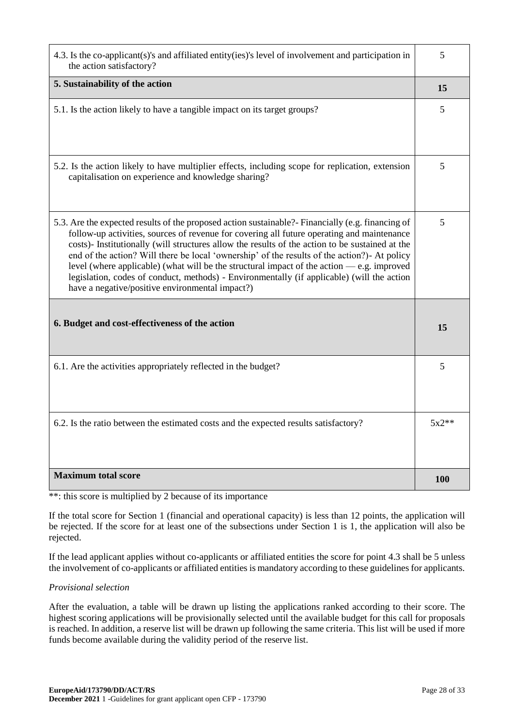| | |
|---|---|
| 4.3. Is the co-applicant(s)'s and affiliated entity(ies)'s level of involvement and participation in the action satisfactory? | 5 |
| **5. Sustainability of the action** | **15** |
| 5.1. Is the action likely to have a tangible impact on its target groups? | 5 |
| 5.2. Is the action likely to have multiplier effects, including scope for replication, extension capitalisation on experience and knowledge sharing? | 5 |
| 5.3. Are the expected results of the proposed action sustainable?- Financially (e.g. financing of follow-up activities, sources of revenue for covering all future operating and maintenance costs)- Institutionally (will structures allow the results of the action to be sustained at the end of the action? Will there be local 'ownership' of the results of the action?)- At policy level (where applicable) (what will be the structural impact of the action — e.g. improved legislation, codes of conduct, methods) - Environmentally (if applicable) (will the action have a negative/positive environmental impact?) | 5 |
| **6. Budget and cost-effectiveness of the action** | **15** |
| 6.1. Are the activities appropriately reflected in the budget? | 5 |
| 6.2. Is the ratio between the estimated costs and the expected results satisfactory? | 5x2** |
| **Maximum total score** | **100** |

**: this score is multiplied by 2 because of its importance

If the total score for Section 1 (financial and operational capacity) is less than 12 points, the application will be rejected. If the score for at least one of the subsections under Section 1 is 1, the application will also be rejected.

If the lead applicant applies without co-applicants or affiliated entities the score for point 4.3 shall be 5 unless the involvement of co-applicants or affiliated entities is mandatory according to these guidelines for applicants.

*Provisional selection*

After the evaluation, a table will be drawn up listing the applications ranked according to their score. The highest scoring applications will be provisionally selected until the available budget for this call for proposals is reached. In addition, a reserve list will be drawn up following the same criteria. This list will be used if more funds become available during the validity period of the reserve list.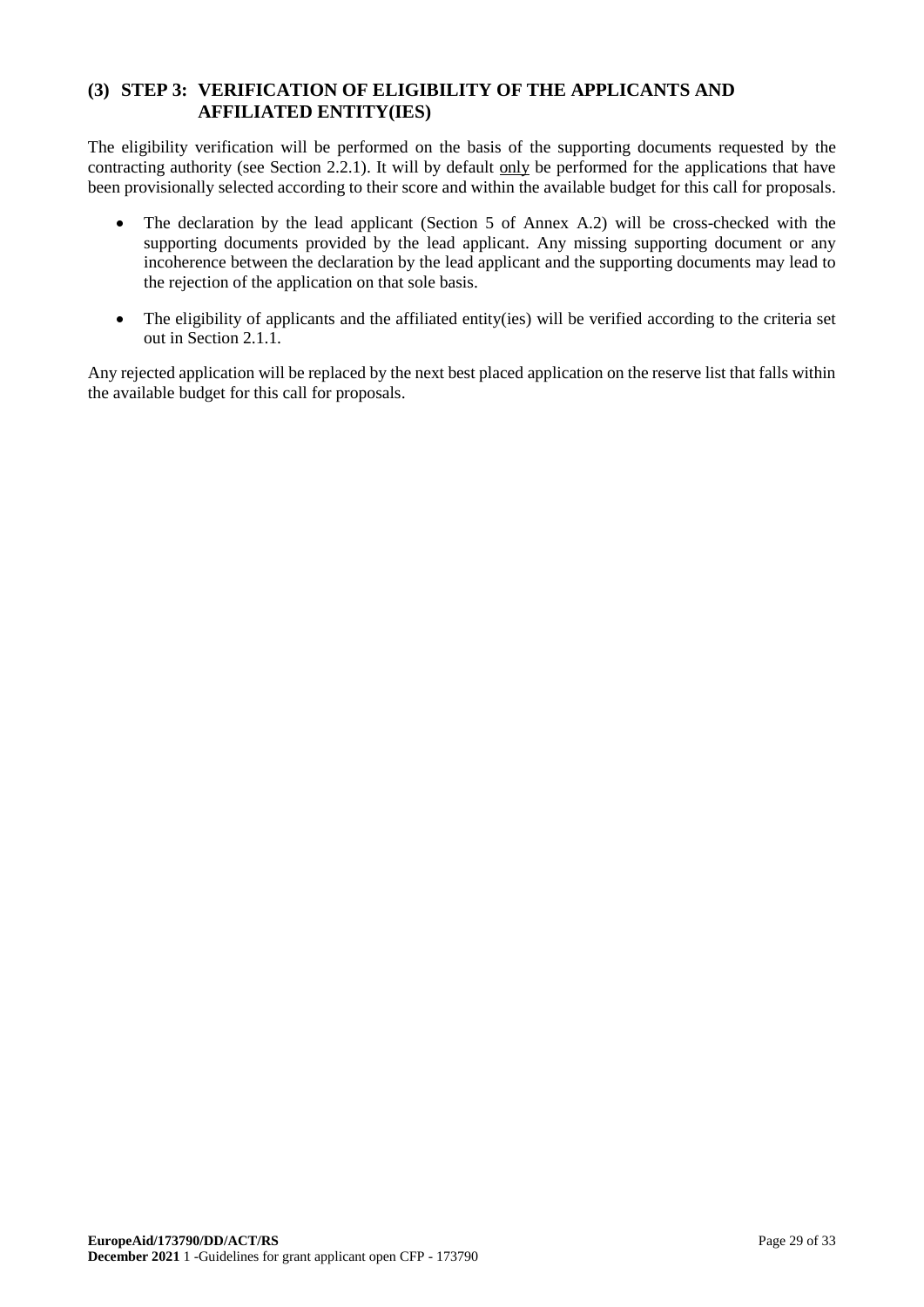### (3) STEP 3: VERIFICATION OF ELIGIBILITY OF THE APPLICANTS AND AFFILIATED ENTITY(IES)

The eligibility verification will be performed on the basis of the supporting documents requested by the contracting authority (see Section 2.2.1). It will by default only be performed for the applications that have been provisionally selected according to their score and within the available budget for this call for proposals.

- The declaration by the lead applicant (Section 5 of Annex A.2) will be cross-checked with the supporting documents provided by the lead applicant. Any missing supporting document or any incoherence between the declaration by the lead applicant and the supporting documents may lead to the rejection of the application on that sole basis.
- The eligibility of applicants and the affiliated entity(ies) will be verified according to the criteria set out in Section 2.1.1.

Any rejected application will be replaced by the next best placed application on the reserve list that falls within the available budget for this call for proposals.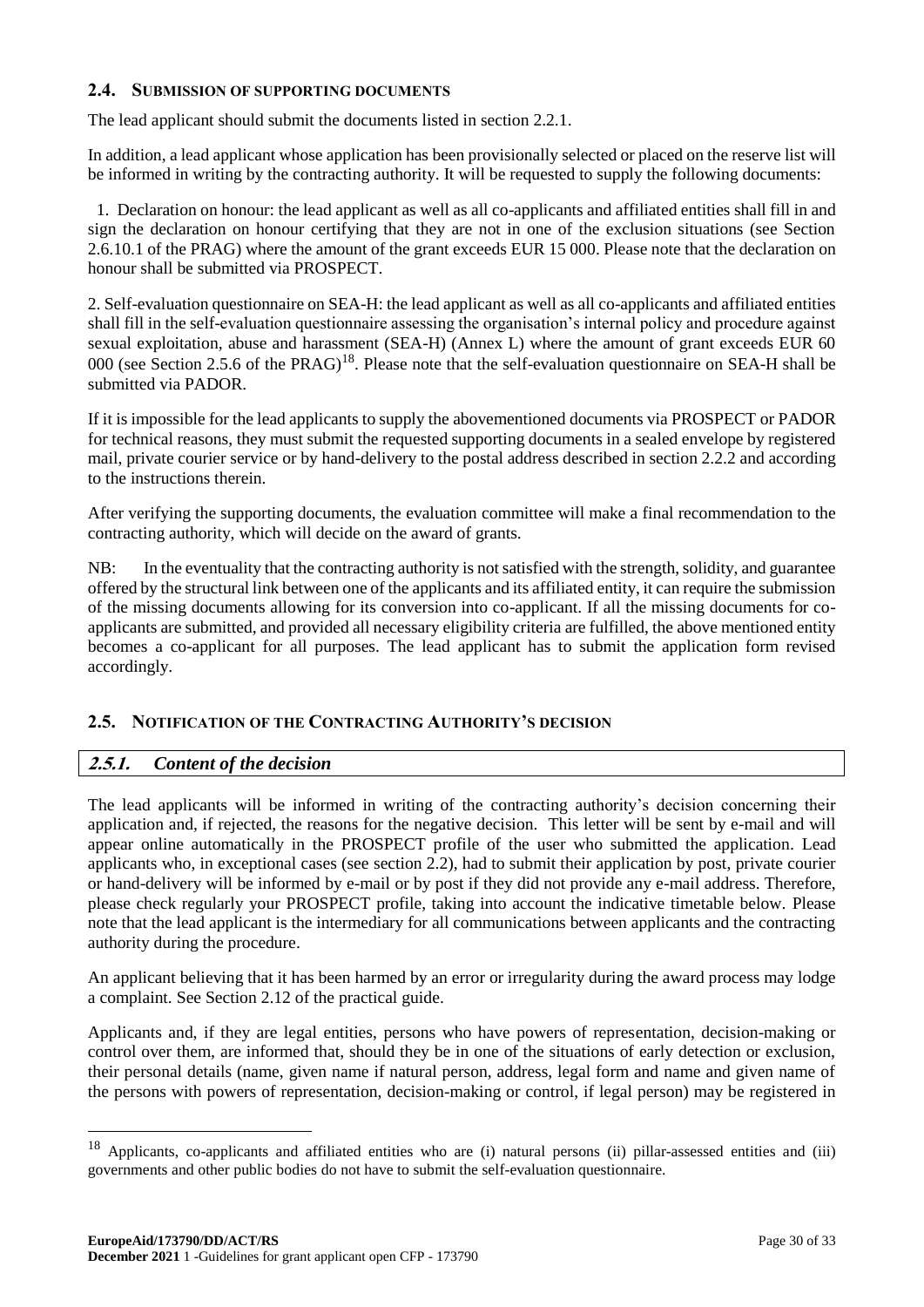### 2.4. SUBMISSION OF SUPPORTING DOCUMENTS

The lead applicant should submit the documents listed in section 2.2.1.

In addition, a lead applicant whose application has been provisionally selected or placed on the reserve list will be informed in writing by the contracting authority. It will be requested to supply the following documents:

1. Declaration on honour: the lead applicant as well as all co-applicants and affiliated entities shall fill in and sign the declaration on honour certifying that they are not in one of the exclusion situations (see Section 2.6.10.1 of the PRAG) where the amount of the grant exceeds EUR 15 000. Please note that the declaration on honour shall be submitted via PROSPECT.

2. Self-evaluation questionnaire on SEA-H: the lead applicant as well as all co-applicants and affiliated entities shall fill in the self-evaluation questionnaire assessing the organisation's internal policy and procedure against sexual exploitation, abuse and harassment (SEA-H) (Annex L) where the amount of grant exceeds EUR 60 000 (see Section 2.5.6 of the PRAG)[18]. Please note that the self-evaluation questionnaire on SEA-H shall be submitted via PADOR.

If it is impossible for the lead applicants to supply the abovementioned documents via PROSPECT or PADOR for technical reasons, they must submit the requested supporting documents in a sealed envelope by registered mail, private courier service or by hand-delivery to the postal address described in section 2.2.2 and according to the instructions therein.

After verifying the supporting documents, the evaluation committee will make a final recommendation to the contracting authority, which will decide on the award of grants.

NB: In the eventuality that the contracting authority is not satisfied with the strength, solidity, and guarantee offered by the structural link between one of the applicants and its affiliated entity, it can require the submission of the missing documents allowing for its conversion into co-applicant. If all the missing documents for co-applicants are submitted, and provided all necessary eligibility criteria are fulfilled, the above mentioned entity becomes a co-applicant for all purposes. The lead applicant has to submit the application form revised accordingly.

### 2.5. NOTIFICATION OF THE CONTRACTING AUTHORITY'S DECISION

#### *2.5.1. Content of the decision*

The lead applicants will be informed in writing of the contracting authority's decision concerning their application and, if rejected, the reasons for the negative decision. This letter will be sent by e-mail and will appear online automatically in the PROSPECT profile of the user who submitted the application. Lead applicants who, in exceptional cases (see section 2.2), had to submit their application by post, private courier or hand-delivery will be informed by e-mail or by post if they did not provide any e-mail address. Therefore, please check regularly your PROSPECT profile, taking into account the indicative timetable below. Please note that the lead applicant is the intermediary for all communications between applicants and the contracting authority during the procedure.

An applicant believing that it has been harmed by an error or irregularity during the award process may lodge a complaint. See Section 2.12 of the practical guide.

Applicants and, if they are legal entities, persons who have powers of representation, decision-making or control over them, are informed that, should they be in one of the situations of early detection or exclusion, their personal details (name, given name if natural person, address, legal form and name and given name of the persons with powers of representation, decision-making or control, if legal person) may be registered in

[18] Applicants, co-applicants and affiliated entities who are (i) natural persons (ii) pillar-assessed entities and (iii) governments and other public bodies do not have to submit the self-evaluation questionnaire.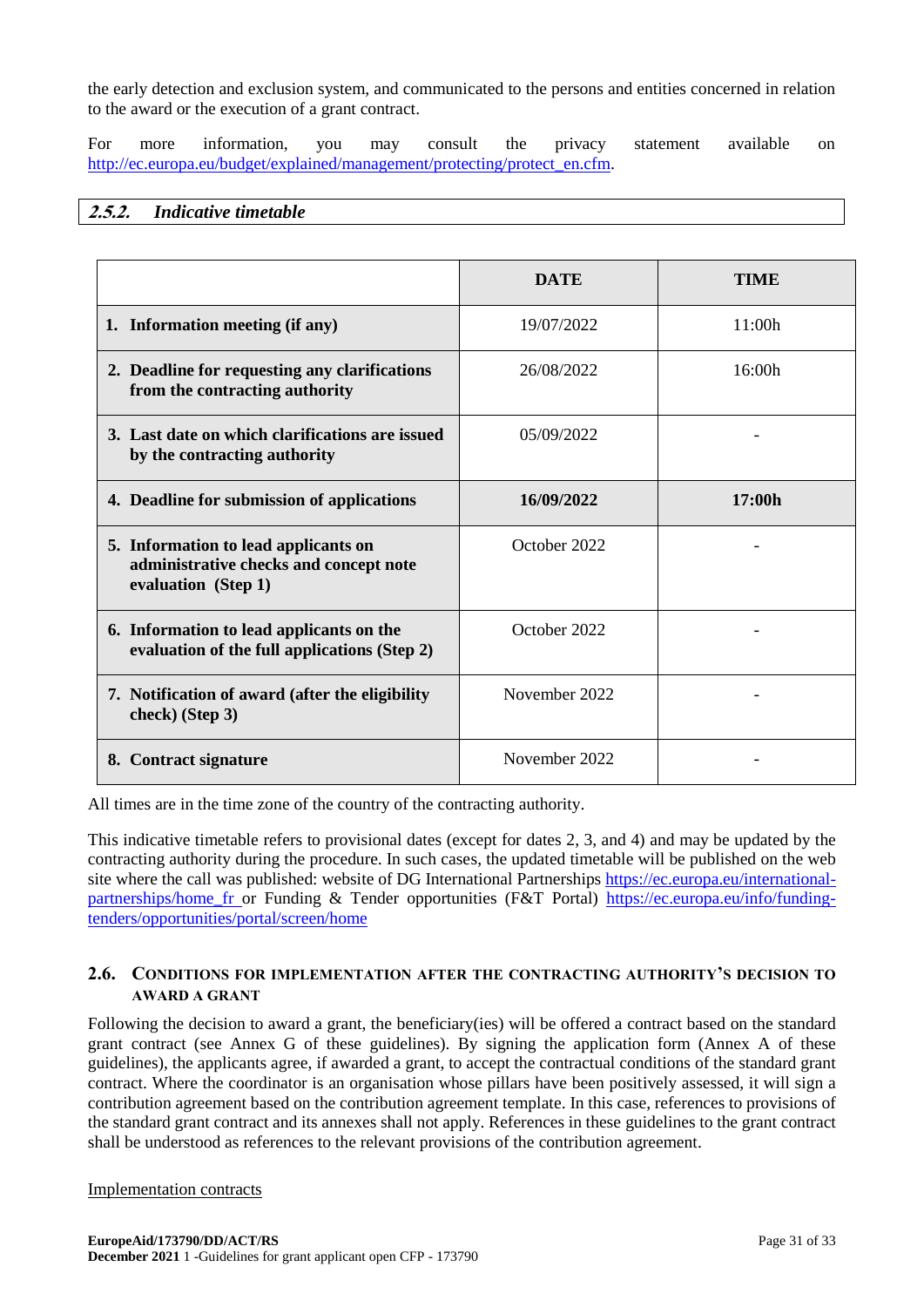the early detection and exclusion system, and communicated to the persons and entities concerned in relation to the award or the execution of a grant contract.

For more information, you may consult the privacy statement available on http://ec.europa.eu/budget/explained/management/protecting/protect_en.cfm.

### *2.5.2. Indicative timetable*

| | DATE | TIME |
|---|---|---|
| **1. Information meeting (if any)** | 19/07/2022 | 11:00h |
| **2. Deadline for requesting any clarifications from the contracting authority** | 26/08/2022 | 16:00h |
| **3. Last date on which clarifications are issued by the contracting authority** | 05/09/2022 | - |
| **4. Deadline for submission of applications** | **16/09/2022** | **17:00h** |
| **5. Information to lead applicants on administrative checks and concept note evaluation (Step 1)** | October 2022 | - |
| **6. Information to lead applicants on the evaluation of the full applications (Step 2)** | October 2022 | - |
| **7. Notification of award (after the eligibility check) (Step 3)** | November 2022 | - |
| **8. Contract signature** | November 2022 | - |

All times are in the time zone of the country of the contracting authority.

This indicative timetable refers to provisional dates (except for dates 2, 3, and 4) and may be updated by the contracting authority during the procedure. In such cases, the updated timetable will be published on the web site where the call was published: website of DG International Partnerships https://ec.europa.eu/international-partnerships/home_fr or Funding & Tender opportunities (F&T Portal) https://ec.europa.eu/info/funding-tenders/opportunities/portal/screen/home

## 2.6. Conditions for implementation after the contracting authority's decision to award a grant

Following the decision to award a grant, the beneficiary(ies) will be offered a contract based on the standard grant contract (see Annex G of these guidelines). By signing the application form (Annex A of these guidelines), the applicants agree, if awarded a grant, to accept the contractual conditions of the standard grant contract. Where the coordinator is an organisation whose pillars have been positively assessed, it will sign a contribution agreement based on the contribution agreement template. In this case, references to provisions of the standard grant contract and its annexes shall not apply. References in these guidelines to the grant contract shall be understood as references to the relevant provisions of the contribution agreement.

Implementation contracts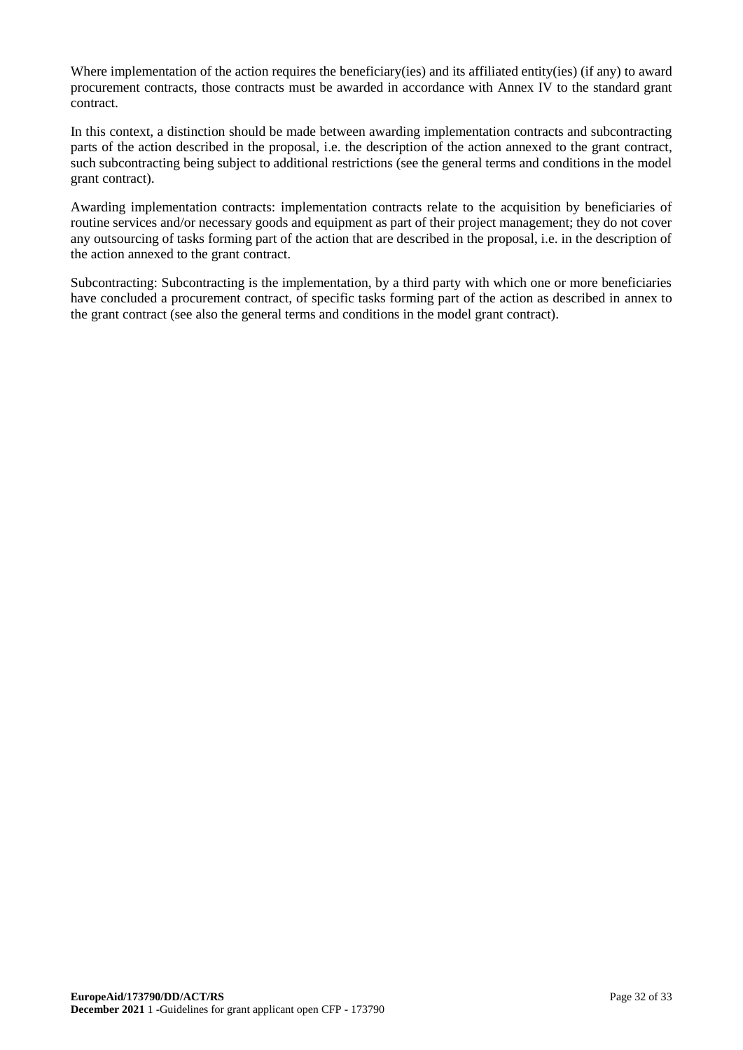Where implementation of the action requires the beneficiary(ies) and its affiliated entity(ies) (if any) to award procurement contracts, those contracts must be awarded in accordance with Annex IV to the standard grant contract.

In this context, a distinction should be made between awarding implementation contracts and subcontracting parts of the action described in the proposal, i.e. the description of the action annexed to the grant contract, such subcontracting being subject to additional restrictions (see the general terms and conditions in the model grant contract).

Awarding implementation contracts: implementation contracts relate to the acquisition by beneficiaries of routine services and/or necessary goods and equipment as part of their project management; they do not cover any outsourcing of tasks forming part of the action that are described in the proposal, i.e. in the description of the action annexed to the grant contract.

Subcontracting: Subcontracting is the implementation, by a third party with which one or more beneficiaries have concluded a procurement contract, of specific tasks forming part of the action as described in annex to the grant contract (see also the general terms and conditions in the model grant contract).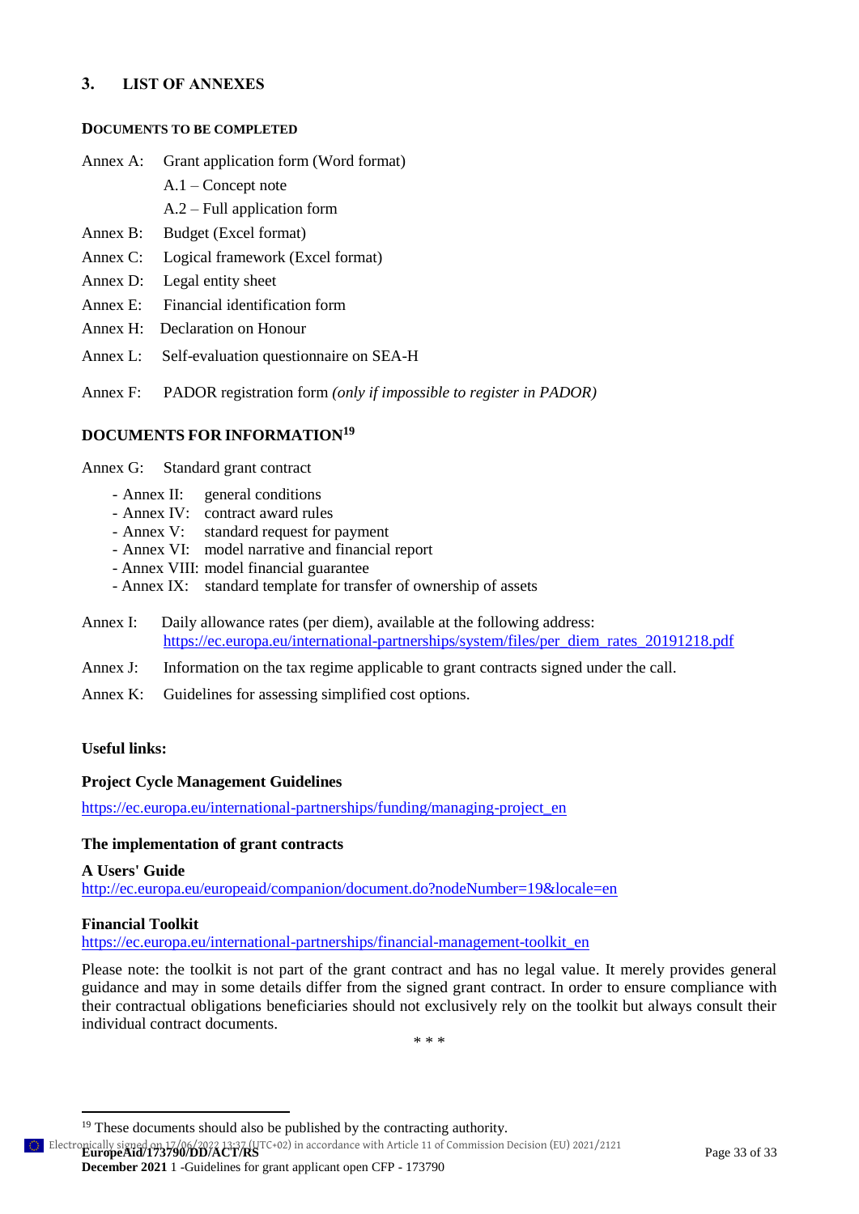## 3. LIST OF ANNEXES

### DOCUMENTS TO BE COMPLETED

Annex A: Grant application form (Word format)

A.1 – Concept note

A.2 – Full application form

Annex B: Budget (Excel format)

Annex C: Logical framework (Excel format)

Annex D: Legal entity sheet

Annex E: Financial identification form

Annex H: Declaration on Honour

Annex L: Self-evaluation questionnaire on SEA-H

Annex F: PADOR registration form *(only if impossible to register in PADOR)*

### DOCUMENTS FOR INFORMATION[19]

Annex G: Standard grant contract

- Annex II: general conditions
- Annex IV: contract award rules
- Annex V: standard request for payment
- Annex VI: model narrative and financial report
- Annex VIII: model financial guarantee
- Annex IX: standard template for transfer of ownership of assets

Annex I: Daily allowance rates (per diem), available at the following address: https://ec.europa.eu/international-partnerships/system/files/per_diem_rates_20191218.pdf

Annex J: Information on the tax regime applicable to grant contracts signed under the call.

Annex K: Guidelines for assessing simplified cost options.

**Useful links:**

**Project Cycle Management Guidelines**

https://ec.europa.eu/international-partnerships/funding/managing-project_en

**The implementation of grant contracts**

**A Users' Guide**
http://ec.europa.eu/europeaid/companion/document.do?nodeNumber=19&locale=en

**Financial Toolkit**
https://ec.europa.eu/international-partnerships/financial-management-toolkit_en

Please note: the toolkit is not part of the grant contract and has no legal value. It merely provides general guidance and may in some details differ from the signed grant contract. In order to ensure compliance with their contractual obligations beneficiaries should not exclusively rely on the toolkit but always consult their individual contract documents.

\* \* \*

[19] These documents should also be published by the contracting authority.